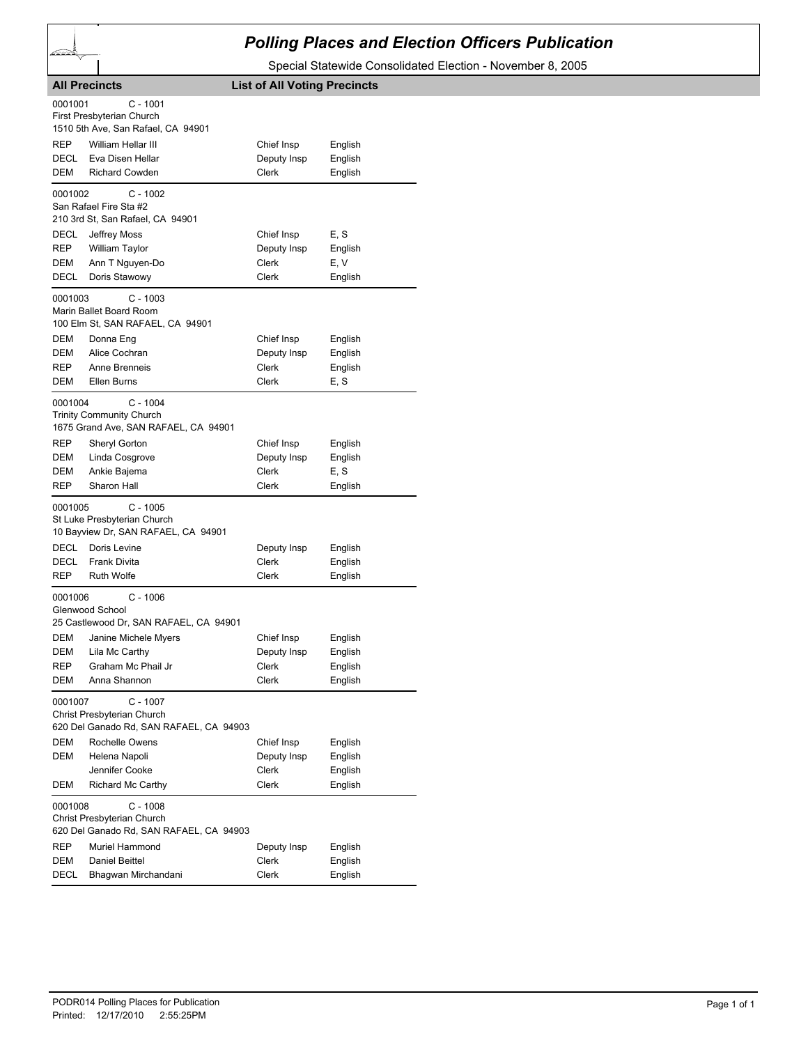# Polling Places and Election Officers Publication

Special Statewide Consolidated Election - November 8, 2005

**All Precincts** **List of All Voting Precincts**

0001001 C - 1001
First Presbyterian Church
1510 5th Ave, San Rafael, CA 94901

| | | | |
|---|---|---|---|
| REP | William Hellar III | Chief Insp | English |
| DECL | Eva Disen Hellar | Deputy Insp | English |
| DEM | Richard Cowden | Clerk | English |

0001002 C - 1002
San Rafael Fire Sta #2
210 3rd St, San Rafael, CA 94901

| | | | |
|---|---|---|---|
| DECL | Jeffrey Moss | Chief Insp | E, S |
| REP | William Taylor | Deputy Insp | English |
| DEM | Ann T Nguyen-Do | Clerk | E, V |
| DECL | Doris Stawowy | Clerk | English |

0001003 C - 1003
Marin Ballet Board Room
100 Elm St, SAN RAFAEL, CA 94901

| | | | |
|---|---|---|---|
| DEM | Donna Eng | Chief Insp | English |
| DEM | Alice Cochran | Deputy Insp | English |
| REP | Anne Brenneis | Clerk | English |
| DEM | Ellen Burns | Clerk | E, S |

0001004 C - 1004
Trinity Community Church
1675 Grand Ave, SAN RAFAEL, CA 94901

| | | | |
|---|---|---|---|
| REP | Sheryl Gorton | Chief Insp | English |
| DEM | Linda Cosgrove | Deputy Insp | English |
| DEM | Ankie Bajema | Clerk | E, S |
| REP | Sharon Hall | Clerk | English |

0001005 C - 1005
St Luke Presbyterian Church
10 Bayview Dr, SAN RAFAEL, CA 94901

| | | | |
|---|---|---|---|
| DECL | Doris Levine | Deputy Insp | English |
| DECL | Frank Divita | Clerk | English |
| REP | Ruth Wolfe | Clerk | English |

0001006 C - 1006
Glenwood School
25 Castlewood Dr, SAN RAFAEL, CA 94901

| | | | |
|---|---|---|---|
| DEM | Janine Michele Myers | Chief Insp | English |
| DEM | Lila Mc Carthy | Deputy Insp | English |
| REP | Graham Mc Phail Jr | Clerk | English |
| DEM | Anna Shannon | Clerk | English |

0001007 C - 1007
Christ Presbyterian Church
620 Del Ganado Rd, SAN RAFAEL, CA 94903

| | | | |
|---|---|---|---|
| DEM | Rochelle Owens | Chief Insp | English |
| DEM | Helena Napoli | Deputy Insp | English |
| | Jennifer Cooke | Clerk | English |
| DEM | Richard Mc Carthy | Clerk | English |

0001008 C - 1008
Christ Presbyterian Church
620 Del Ganado Rd, SAN RAFAEL, CA 94903

| | | | |
|---|---|---|---|
| REP | Muriel Hammond | Deputy Insp | English |
| DEM | Daniel Beittel | Clerk | English |
| DECL | Bhagwan Mirchandani | Clerk | English |

PODR014 Polling Places for Publication
Printed: 12/17/2010 2:55:25PM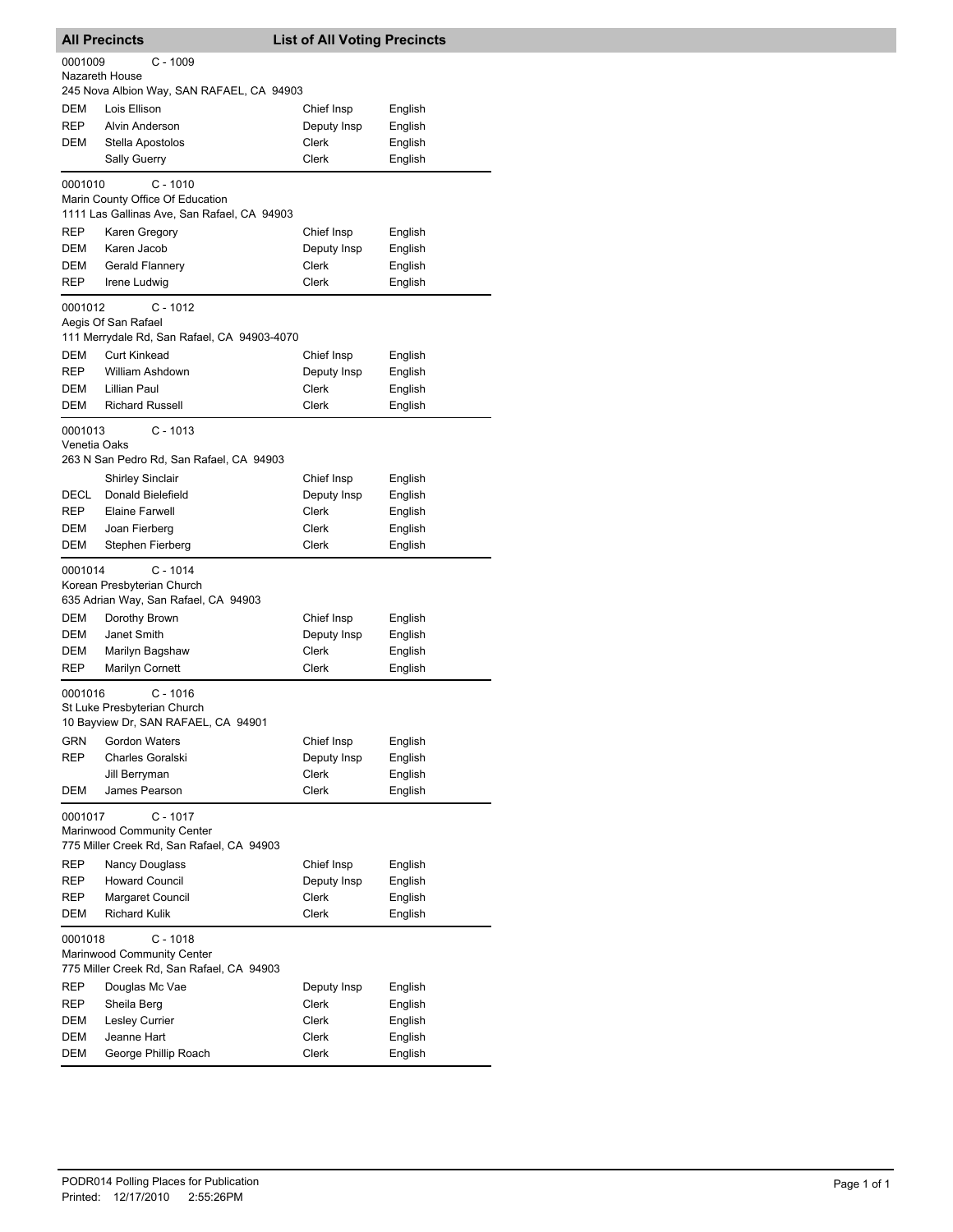## All Precincts — List of All Voting Precincts

### 0001009 C - 1009
Nazareth House
245 Nova Albion Way, SAN RAFAEL, CA 94903

| Party | Name | Position | Language |
| --- | --- | --- | --- |
| DEM | Lois Ellison | Chief Insp | English |
| REP | Alvin Anderson | Deputy Insp | English |
| DEM | Stella Apostolos | Clerk | English |
| | Sally Guerry | Clerk | English |

### 0001010 C - 1010
Marin County Office Of Education
1111 Las Gallinas Ave, San Rafael, CA 94903

| Party | Name | Position | Language |
| --- | --- | --- | --- |
| REP | Karen Gregory | Chief Insp | English |
| DEM | Karen Jacob | Deputy Insp | English |
| DEM | Gerald Flannery | Clerk | English |
| REP | Irene Ludwig | Clerk | English |

### 0001012 C - 1012
Aegis Of San Rafael
111 Merrydale Rd, San Rafael, CA 94903-4070

| Party | Name | Position | Language |
| --- | --- | --- | --- |
| DEM | Curt Kinkead | Chief Insp | English |
| REP | William Ashdown | Deputy Insp | English |
| DEM | Lillian Paul | Clerk | English |
| DEM | Richard Russell | Clerk | English |

### 0001013 C - 1013
Venetia Oaks
263 N San Pedro Rd, San Rafael, CA 94903

| Party | Name | Position | Language |
| --- | --- | --- | --- |
| | Shirley Sinclair | Chief Insp | English |
| DECL | Donald Bielefield | Deputy Insp | English |
| REP | Elaine Farwell | Clerk | English |
| DEM | Joan Fierberg | Clerk | English |
| DEM | Stephen Fierberg | Clerk | English |

### 0001014 C - 1014
Korean Presbyterian Church
635 Adrian Way, San Rafael, CA 94903

| Party | Name | Position | Language |
| --- | --- | --- | --- |
| DEM | Dorothy Brown | Chief Insp | English |
| DEM | Janet Smith | Deputy Insp | English |
| DEM | Marilyn Bagshaw | Clerk | English |
| REP | Marilyn Cornett | Clerk | English |

### 0001016 C - 1016
St Luke Presbyterian Church
10 Bayview Dr, SAN RAFAEL, CA 94901

| Party | Name | Position | Language |
| --- | --- | --- | --- |
| GRN | Gordon Waters | Chief Insp | English |
| REP | Charles Goralski | Deputy Insp | English |
| | Jill Berryman | Clerk | English |
| DEM | James Pearson | Clerk | English |

### 0001017 C - 1017
Marinwood Community Center
775 Miller Creek Rd, San Rafael, CA 94903

| Party | Name | Position | Language |
| --- | --- | --- | --- |
| REP | Nancy Douglass | Chief Insp | English |
| REP | Howard Council | Deputy Insp | English |
| REP | Margaret Council | Clerk | English |
| DEM | Richard Kulik | Clerk | English |

### 0001018 C - 1018
Marinwood Community Center
775 Miller Creek Rd, San Rafael, CA 94903

| Party | Name | Position | Language |
| --- | --- | --- | --- |
| REP | Douglas Mc Vae | Deputy Insp | English |
| REP | Sheila Berg | Clerk | English |
| DEM | Lesley Currier | Clerk | English |
| DEM | Jeanne Hart | Clerk | English |
| DEM | George Phillip Roach | Clerk | English |

PODR014 Polling Places for Publication
Printed: 12/17/2010 2:55:26PM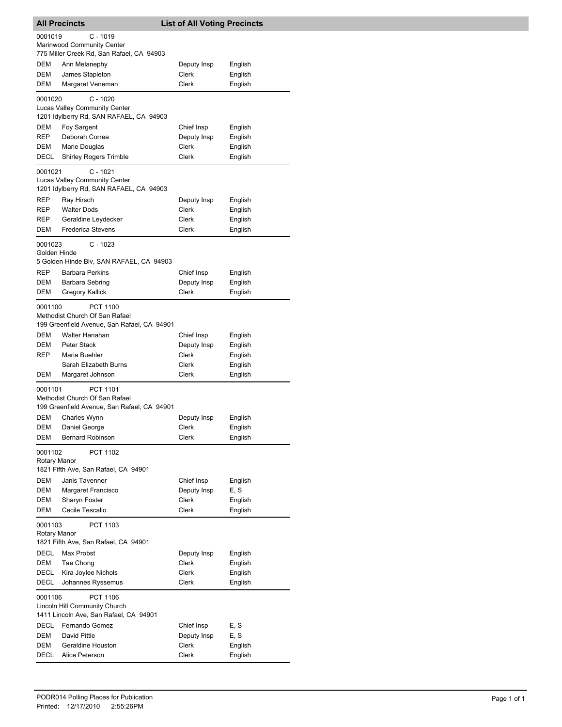## All Precincts — List of All Voting Precincts

**0001019** C - 1019
Marinwood Community Center
775 Miller Creek Rd, San Rafael, CA 94903

| | | | |
|---|---|---|---|
| DEM | Ann Melanephy | Deputy Insp | English |
| DEM | James Stapleton | Clerk | English |
| DEM | Margaret Veneman | Clerk | English |

**0001020** C - 1020
Lucas Valley Community Center
1201 Idylberry Rd, SAN RAFAEL, CA 94903

| | | | |
|---|---|---|---|
| DEM | Foy Sargent | Chief Insp | English |
| REP | Deborah Correa | Deputy Insp | English |
| DEM | Marie Douglas | Clerk | English |
| DECL | Shirley Rogers Trimble | Clerk | English |

**0001021** C - 1021
Lucas Valley Community Center
1201 Idylberry Rd, SAN RAFAEL, CA 94903

| | | | |
|---|---|---|---|
| REP | Ray Hirsch | Deputy Insp | English |
| REP | Walter Dods | Clerk | English |
| REP | Geraldine Leydecker | Clerk | English |
| DEM | Frederica Stevens | Clerk | English |

**0001023** C - 1023
Golden Hinde
5 Golden Hinde Blv, SAN RAFAEL, CA 94903

| | | | |
|---|---|---|---|
| REP | Barbara Perkins | Chief Insp | English |
| DEM | Barbara Sebring | Deputy Insp | English |
| DEM | Gregory Kallick | Clerk | English |

**0001100** PCT 1100
Methodist Church Of San Rafael
199 Greenfield Avenue, San Rafael, CA 94901

| | | | |
|---|---|---|---|
| DEM | Walter Hanahan | Chief Insp | English |
| DEM | Peter Stack | Deputy Insp | English |
| REP | Maria Buehler | Clerk | English |
| | Sarah Elizabeth Burns | Clerk | English |
| DEM | Margaret Johnson | Clerk | English |

**0001101** PCT 1101
Methodist Church Of San Rafael
199 Greenfield Avenue, San Rafael, CA 94901

| | | | |
|---|---|---|---|
| DEM | Charles Wynn | Deputy Insp | English |
| DEM | Daniel George | Clerk | English |
| DEM | Bernard Robinson | Clerk | English |

**0001102** PCT 1102
Rotary Manor
1821 Fifth Ave, San Rafael, CA 94901

| | | | |
|---|---|---|---|
| DEM | Janis Tavenner | Chief Insp | English |
| DEM | Margaret Francisco | Deputy Insp | E, S |
| DEM | Sharyn Foster | Clerk | English |
| DEM | Cecile Tescallo | Clerk | English |

**0001103** PCT 1103
Rotary Manor
1821 Fifth Ave, San Rafael, CA 94901

| | | | |
|---|---|---|---|
| DECL | Max Probst | Deputy Insp | English |
| DEM | Tae Chong | Clerk | English |
| DECL | Kira Joylee Nichols | Clerk | English |
| DECL | Johannes Ryssemus | Clerk | English |

**0001106** PCT 1106
Lincoln Hill Community Church
1411 Lincoln Ave, San Rafael, CA 94901

| | | | |
|---|---|---|---|
| DECL | Fernando Gomez | Chief Insp | E, S |
| DEM | David Pittle | Deputy Insp | E, S |
| DEM | Geraldine Houston | Clerk | English |
| DECL | Alice Peterson | Clerk | English |

PODR014 Polling Places for Publication
Printed: 12/17/2010 2:55:26PM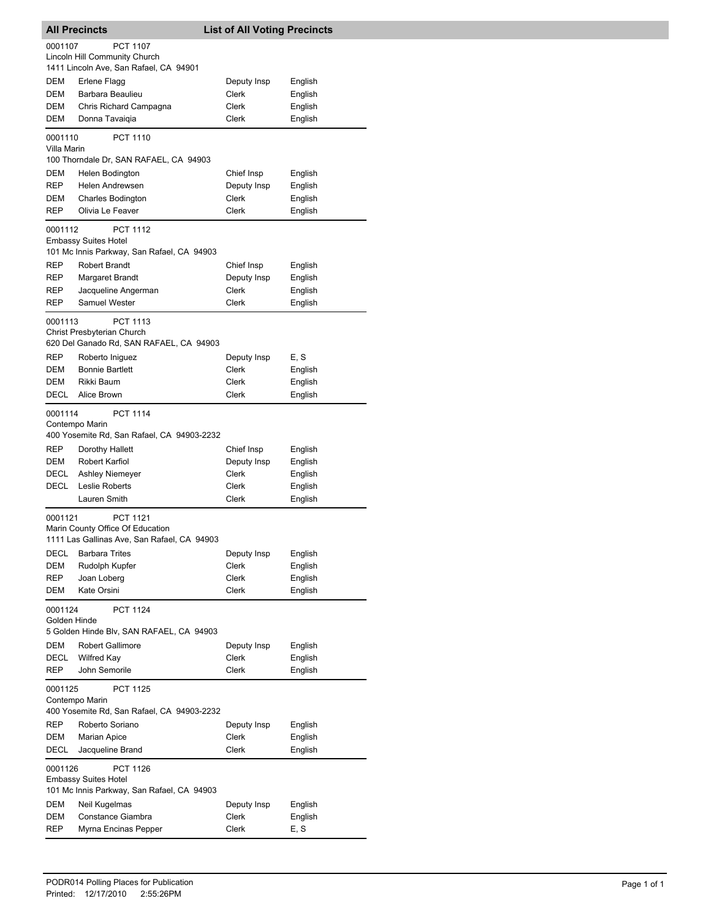## All Precincts — List of All Voting Precincts

0001107 PCT 1107
Lincoln Hill Community Church
1411 Lincoln Ave, San Rafael, CA 94901

| | | | |
|---|---|---|---|
| DEM | Erlene Flagg | Deputy Insp | English |
| DEM | Barbara Beaulieu | Clerk | English |
| DEM | Chris Richard Campagna | Clerk | English |
| DEM | Donna Tavaiqia | Clerk | English |

0001110 PCT 1110
Villa Marin
100 Thorndale Dr, SAN RAFAEL, CA 94903

| | | | |
|---|---|---|---|
| DEM | Helen Bodington | Chief Insp | English |
| REP | Helen Andrewsen | Deputy Insp | English |
| DEM | Charles Bodington | Clerk | English |
| REP | Olivia Le Feaver | Clerk | English |

0001112 PCT 1112
Embassy Suites Hotel
101 Mc Innis Parkway, San Rafael, CA 94903

| | | | |
|---|---|---|---|
| REP | Robert Brandt | Chief Insp | English |
| REP | Margaret Brandt | Deputy Insp | English |
| REP | Jacqueline Angerman | Clerk | English |
| REP | Samuel Wester | Clerk | English |

0001113 PCT 1113
Christ Presbyterian Church
620 Del Ganado Rd, SAN RAFAEL, CA 94903

| | | | |
|---|---|---|---|
| REP | Roberto Iniguez | Deputy Insp | E, S |
| DEM | Bonnie Bartlett | Clerk | English |
| DEM | Rikki Baum | Clerk | English |
| DECL | Alice Brown | Clerk | English |

0001114 PCT 1114
Contempo Marin
400 Yosemite Rd, San Rafael, CA 94903-2232

| | | | |
|---|---|---|---|
| REP | Dorothy Hallett | Chief Insp | English |
| DEM | Robert Karfiol | Deputy Insp | English |
| DECL | Ashley Niemeyer | Clerk | English |
| DECL | Leslie Roberts | Clerk | English |
| | Lauren Smith | Clerk | English |

0001121 PCT 1121
Marin County Office Of Education
1111 Las Gallinas Ave, San Rafael, CA 94903

| | | | |
|---|---|---|---|
| DECL | Barbara Trites | Deputy Insp | English |
| DEM | Rudolph Kupfer | Clerk | English |
| REP | Joan Loberg | Clerk | English |
| DEM | Kate Orsini | Clerk | English |

0001124 PCT 1124
Golden Hinde
5 Golden Hinde Blv, SAN RAFAEL, CA 94903

| | | | |
|---|---|---|---|
| DEM | Robert Gallimore | Deputy Insp | English |
| DECL | Wilfred Kay | Clerk | English |
| REP | John Semorile | Clerk | English |

0001125 PCT 1125
Contempo Marin
400 Yosemite Rd, San Rafael, CA 94903-2232

| | | | |
|---|---|---|---|
| REP | Roberto Soriano | Deputy Insp | English |
| DEM | Marian Apice | Clerk | English |
| DECL | Jacqueline Brand | Clerk | English |

0001126 PCT 1126
Embassy Suites Hotel
101 Mc Innis Parkway, San Rafael, CA 94903

| | | | |
|---|---|---|---|
| DEM | Neil Kugelmas | Deputy Insp | English |
| DEM | Constance Giambra | Clerk | English |
| REP | Myrna Encinas Pepper | Clerk | E, S |

PODR014 Polling Places for Publication
Printed: 12/17/2010 2:55:26PM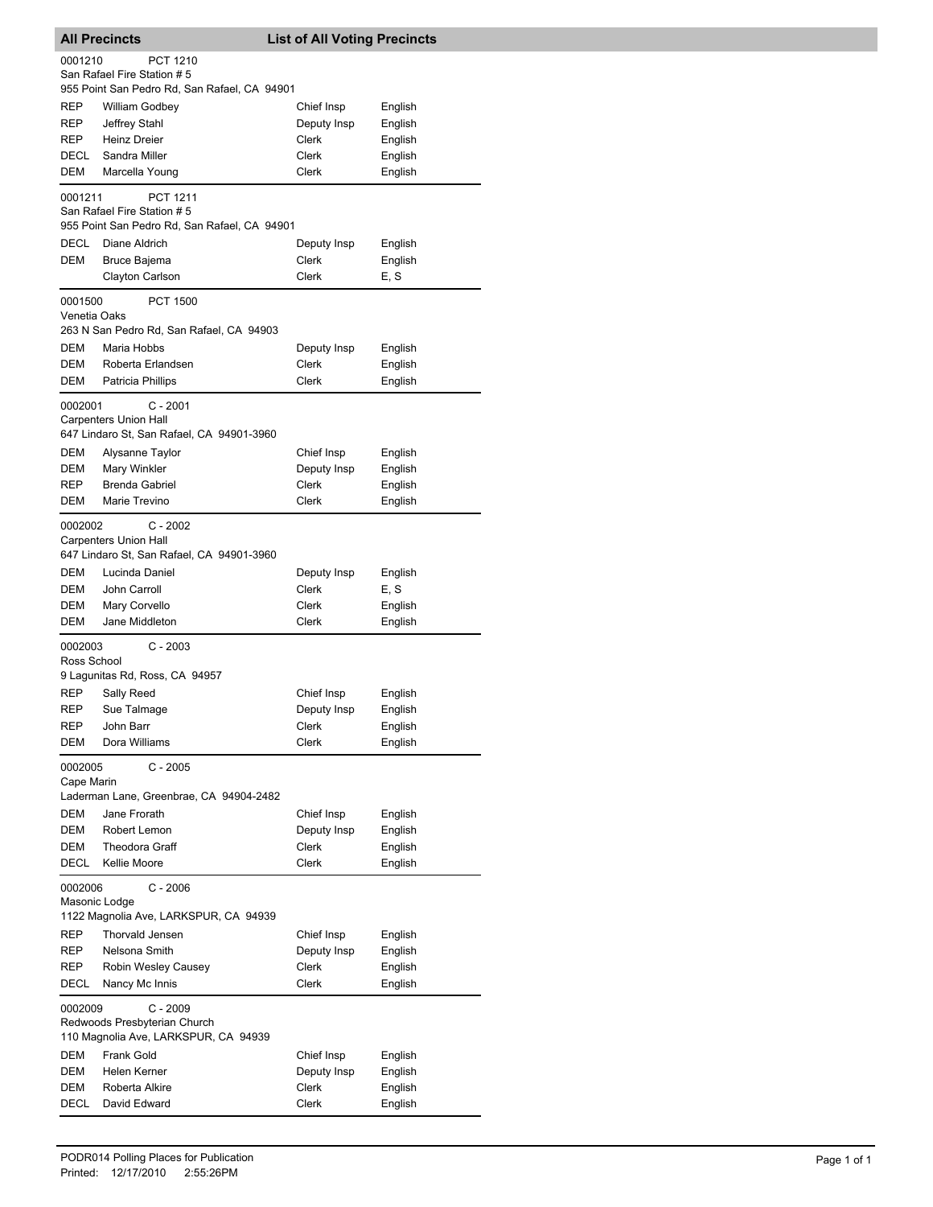## All Precincts — List of All Voting Precincts

### 0001210 PCT 1210
San Rafael Fire Station # 5
955 Point San Pedro Rd, San Rafael, CA 94901

| Party | Name | Position | Language |
|---|---|---|---|
| REP | William Godbey | Chief Insp | English |
| REP | Jeffrey Stahl | Deputy Insp | English |
| REP | Heinz Dreier | Clerk | English |
| DECL | Sandra Miller | Clerk | English |
| DEM | Marcella Young | Clerk | English |

### 0001211 PCT 1211
San Rafael Fire Station # 5
955 Point San Pedro Rd, San Rafael, CA 94901

| Party | Name | Position | Language |
|---|---|---|---|
| DECL | Diane Aldrich | Deputy Insp | English |
| DEM | Bruce Bajema | Clerk | English |
| | Clayton Carlson | Clerk | E, S |

### 0001500 PCT 1500
Venetia Oaks
263 N San Pedro Rd, San Rafael, CA 94903

| Party | Name | Position | Language |
|---|---|---|---|
| DEM | Maria Hobbs | Deputy Insp | English |
| DEM | Roberta Erlandsen | Clerk | English |
| DEM | Patricia Phillips | Clerk | English |

### 0002001 C - 2001
Carpenters Union Hall
647 Lindaro St, San Rafael, CA 94901-3960

| Party | Name | Position | Language |
|---|---|---|---|
| DEM | Alysanne Taylor | Chief Insp | English |
| DEM | Mary Winkler | Deputy Insp | English |
| REP | Brenda Gabriel | Clerk | English |
| DEM | Marie Trevino | Clerk | English |

### 0002002 C - 2002
Carpenters Union Hall
647 Lindaro St, San Rafael, CA 94901-3960

| Party | Name | Position | Language |
|---|---|---|---|
| DEM | Lucinda Daniel | Deputy Insp | English |
| DEM | John Carroll | Clerk | E, S |
| DEM | Mary Corvello | Clerk | English |
| DEM | Jane Middleton | Clerk | English |

### 0002003 C - 2003
Ross School
9 Lagunitas Rd, Ross, CA 94957

| Party | Name | Position | Language |
|---|---|---|---|
| REP | Sally Reed | Chief Insp | English |
| REP | Sue Talmage | Deputy Insp | English |
| REP | John Barr | Clerk | English |
| DEM | Dora Williams | Clerk | English |

### 0002005 C - 2005
Cape Marin
Laderman Lane, Greenbrae, CA 94904-2482

| Party | Name | Position | Language |
|---|---|---|---|
| DEM | Jane Frorath | Chief Insp | English |
| DEM | Robert Lemon | Deputy Insp | English |
| DEM | Theodora Graff | Clerk | English |
| DECL | Kellie Moore | Clerk | English |

### 0002006 C - 2006
Masonic Lodge
1122 Magnolia Ave, LARKSPUR, CA 94939

| Party | Name | Position | Language |
|---|---|---|---|
| REP | Thorvald Jensen | Chief Insp | English |
| REP | Nelsona Smith | Deputy Insp | English |
| REP | Robin Wesley Causey | Clerk | English |
| DECL | Nancy Mc Innis | Clerk | English |

### 0002009 C - 2009
Redwoods Presbyterian Church
110 Magnolia Ave, LARKSPUR, CA 94939

| Party | Name | Position | Language |
|---|---|---|---|
| DEM | Frank Gold | Chief Insp | English |
| DEM | Helen Kerner | Deputy Insp | English |
| DEM | Roberta Alkire | Clerk | English |
| DECL | David Edward | Clerk | English |

PODR014 Polling Places for Publication
Printed: 12/17/2010 2:55:26PM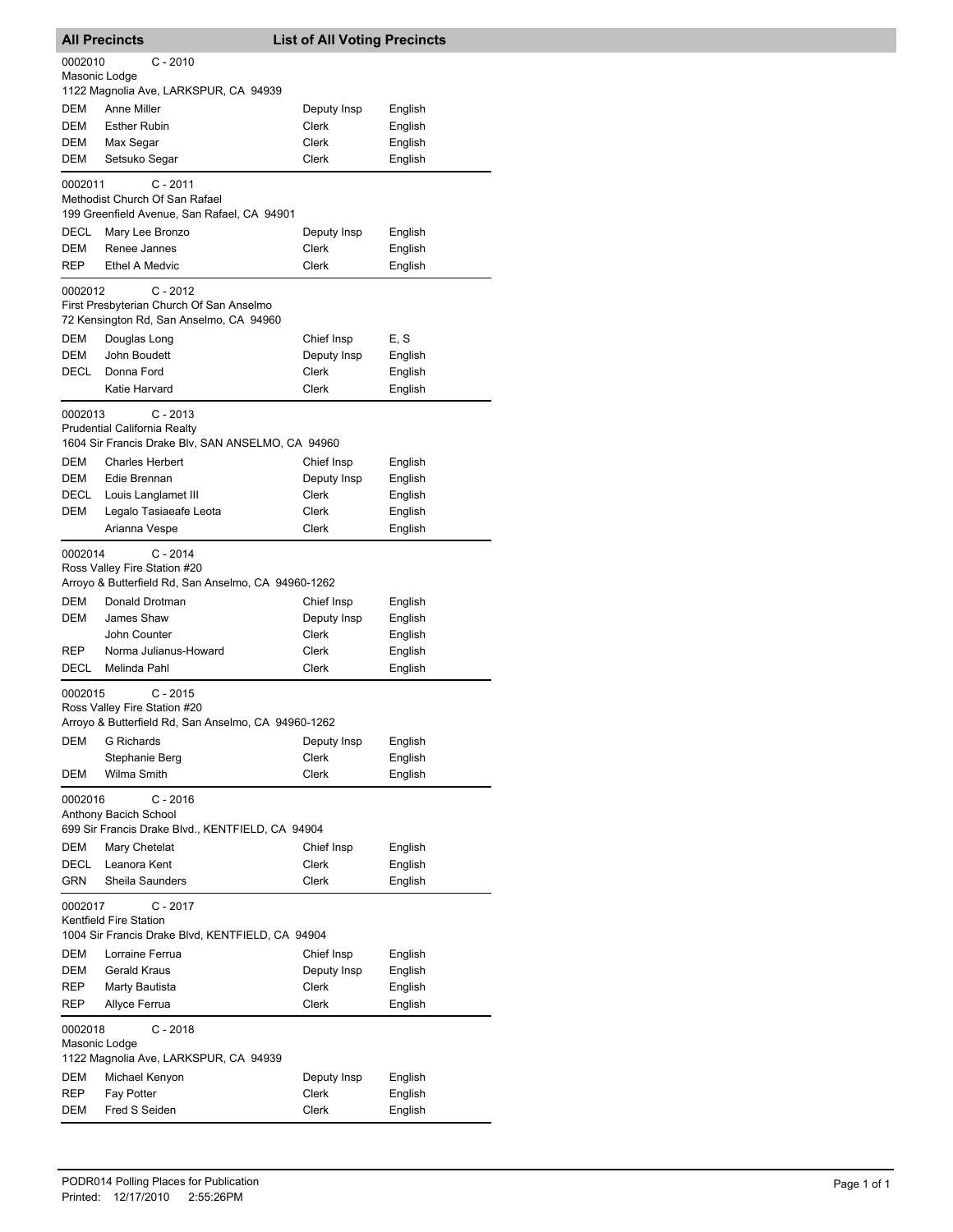## All Precincts — List of All Voting Precincts

**0002010** C - 2010
Masonic Lodge
1122 Magnolia Ave, LARKSPUR, CA 94939

| Party | Name | Position | Language |
|---|---|---|---|
| DEM | Anne Miller | Deputy Insp | English |
| DEM | Esther Rubin | Clerk | English |
| DEM | Max Segar | Clerk | English |
| DEM | Setsuko Segar | Clerk | English |

**0002011** C - 2011
Methodist Church Of San Rafael
199 Greenfield Avenue, San Rafael, CA 94901

| Party | Name | Position | Language |
|---|---|---|---|
| DECL | Mary Lee Bronzo | Deputy Insp | English |
| DEM | Renee Jannes | Clerk | English |
| REP | Ethel A Medvic | Clerk | English |

**0002012** C - 2012
First Presbyterian Church Of San Anselmo
72 Kensington Rd, San Anselmo, CA 94960

| Party | Name | Position | Language |
|---|---|---|---|
| DEM | Douglas Long | Chief Insp | E, S |
| DEM | John Boudett | Deputy Insp | English |
| DECL | Donna Ford | Clerk | English |
| | Katie Harvard | Clerk | English |

**0002013** C - 2013
Prudential California Realty
1604 Sir Francis Drake Blv, SAN ANSELMO, CA 94960

| Party | Name | Position | Language |
|---|---|---|---|
| DEM | Charles Herbert | Chief Insp | English |
| DEM | Edie Brennan | Deputy Insp | English |
| DECL | Louis Langlamet III | Clerk | English |
| DEM | Legalo Tasiaeafe Leota | Clerk | English |
| | Arianna Vespe | Clerk | English |

**0002014** C - 2014
Ross Valley Fire Station #20
Arroyo & Butterfield Rd, San Anselmo, CA 94960-1262

| Party | Name | Position | Language |
|---|---|---|---|
| DEM | Donald Drotman | Chief Insp | English |
| DEM | James Shaw | Deputy Insp | English |
| | John Counter | Clerk | English |
| REP | Norma Julianus-Howard | Clerk | English |
| DECL | Melinda Pahl | Clerk | English |

**0002015** C - 2015
Ross Valley Fire Station #20
Arroyo & Butterfield Rd, San Anselmo, CA 94960-1262

| Party | Name | Position | Language |
|---|---|---|---|
| DEM | G Richards | Deputy Insp | English |
| | Stephanie Berg | Clerk | English |
| DEM | Wilma Smith | Clerk | English |

**0002016** C - 2016
Anthony Bacich School
699 Sir Francis Drake Blvd., KENTFIELD, CA 94904

| Party | Name | Position | Language |
|---|---|---|---|
| DEM | Mary Chetelat | Chief Insp | English |
| DECL | Leanora Kent | Clerk | English |
| GRN | Sheila Saunders | Clerk | English |

**0002017** C - 2017
Kentfield Fire Station
1004 Sir Francis Drake Blvd, KENTFIELD, CA 94904

| Party | Name | Position | Language |
|---|---|---|---|
| DEM | Lorraine Ferrua | Chief Insp | English |
| DEM | Gerald Kraus | Deputy Insp | English |
| REP | Marty Bautista | Clerk | English |
| REP | Allyce Ferrua | Clerk | English |

**0002018** C - 2018
Masonic Lodge
1122 Magnolia Ave, LARKSPUR, CA 94939

| Party | Name | Position | Language |
|---|---|---|---|
| DEM | Michael Kenyon | Deputy Insp | English |
| REP | Fay Potter | Clerk | English |
| DEM | Fred S Seiden | Clerk | English |

PODR014 Polling Places for Publication
Printed: 12/17/2010 2:55:26PM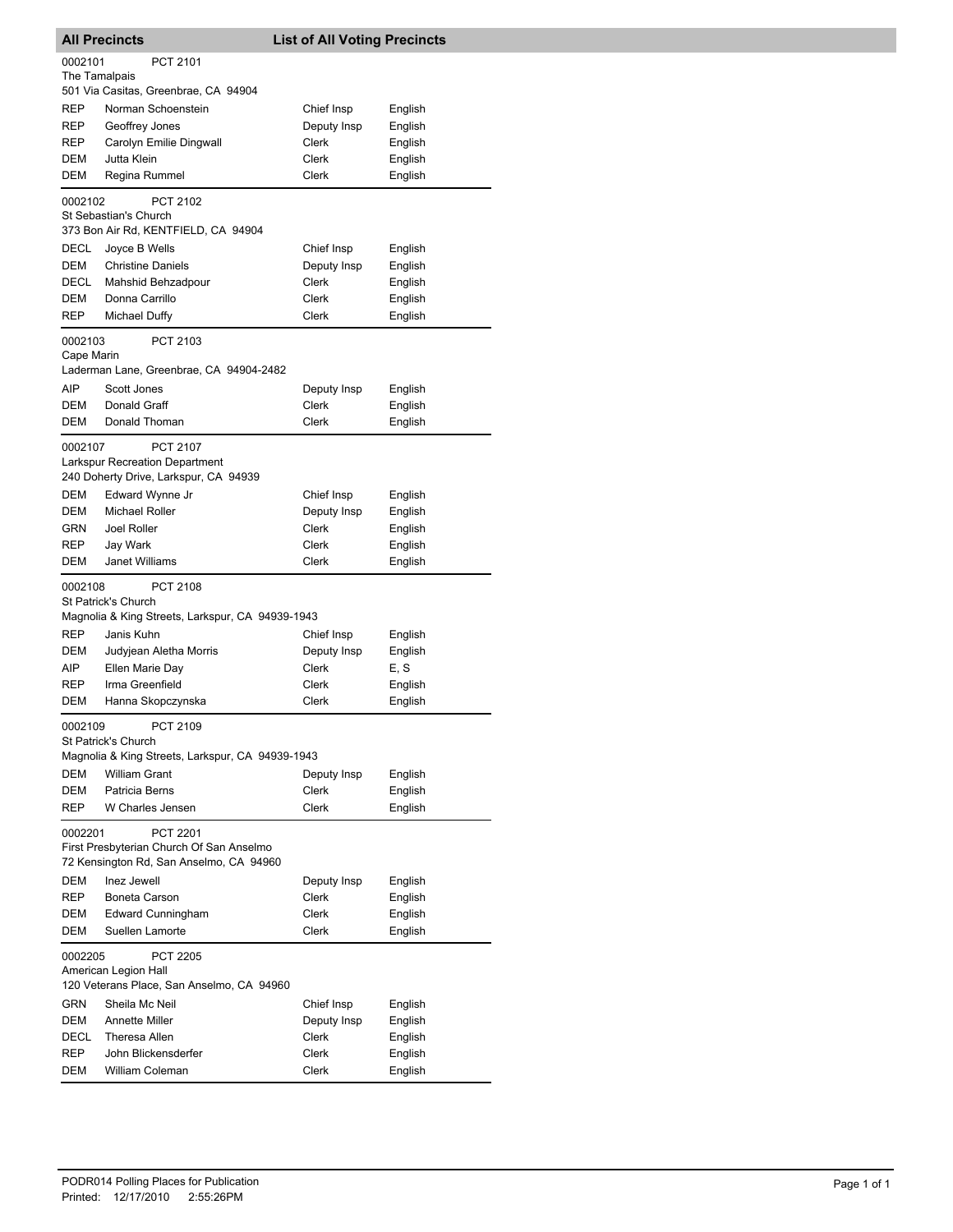## All Precincts — List of All Voting Precincts

**0002101** PCT 2101
The Tamalpais
501 Via Casitas, Greenbrae, CA 94904

| Party | Name | Position | Language |
|---|---|---|---|
| REP | Norman Schoenstein | Chief Insp | English |
| REP | Geoffrey Jones | Deputy Insp | English |
| REP | Carolyn Emilie Dingwall | Clerk | English |
| DEM | Jutta Klein | Clerk | English |
| DEM | Regina Rummel | Clerk | English |

**0002102** PCT 2102
St Sebastian's Church
373 Bon Air Rd, KENTFIELD, CA 94904

| Party | Name | Position | Language |
|---|---|---|---|
| DECL | Joyce B Wells | Chief Insp | English |
| DEM | Christine Daniels | Deputy Insp | English |
| DECL | Mahshid Behzadpour | Clerk | English |
| DEM | Donna Carrillo | Clerk | English |
| REP | Michael Duffy | Clerk | English |

**0002103** PCT 2103
Cape Marin
Laderman Lane, Greenbrae, CA 94904-2482

| Party | Name | Position | Language |
|---|---|---|---|
| AIP | Scott Jones | Deputy Insp | English |
| DEM | Donald Graff | Clerk | English |
| DEM | Donald Thoman | Clerk | English |

**0002107** PCT 2107
Larkspur Recreation Department
240 Doherty Drive, Larkspur, CA 94939

| Party | Name | Position | Language |
|---|---|---|---|
| DEM | Edward Wynne Jr | Chief Insp | English |
| DEM | Michael Roller | Deputy Insp | English |
| GRN | Joel Roller | Clerk | English |
| REP | Jay Wark | Clerk | English |
| DEM | Janet Williams | Clerk | English |

**0002108** PCT 2108
St Patrick's Church
Magnolia & King Streets, Larkspur, CA 94939-1943

| Party | Name | Position | Language |
|---|---|---|---|
| REP | Janis Kuhn | Chief Insp | English |
| DEM | Judyjean Aletha Morris | Deputy Insp | English |
| AIP | Ellen Marie Day | Clerk | E, S |
| REP | Irma Greenfield | Clerk | English |
| DEM | Hanna Skopczynska | Clerk | English |

**0002109** PCT 2109
St Patrick's Church
Magnolia & King Streets, Larkspur, CA 94939-1943

| Party | Name | Position | Language |
|---|---|---|---|
| DEM | William Grant | Deputy Insp | English |
| DEM | Patricia Berns | Clerk | English |
| REP | W Charles Jensen | Clerk | English |

**0002201** PCT 2201
First Presbyterian Church Of San Anselmo
72 Kensington Rd, San Anselmo, CA 94960

| Party | Name | Position | Language |
|---|---|---|---|
| DEM | Inez Jewell | Deputy Insp | English |
| REP | Boneta Carson | Clerk | English |
| DEM | Edward Cunningham | Clerk | English |
| DEM | Suellen Lamorte | Clerk | English |

**0002205** PCT 2205
American Legion Hall
120 Veterans Place, San Anselmo, CA 94960

| Party | Name | Position | Language |
|---|---|---|---|
| GRN | Sheila Mc Neil | Chief Insp | English |
| DEM | Annette Miller | Deputy Insp | English |
| DECL | Theresa Allen | Clerk | English |
| REP | John Blickensderfer | Clerk | English |
| DEM | William Coleman | Clerk | English |

PODR014 Polling Places for Publication
Printed: 12/17/2010 2:55:26PM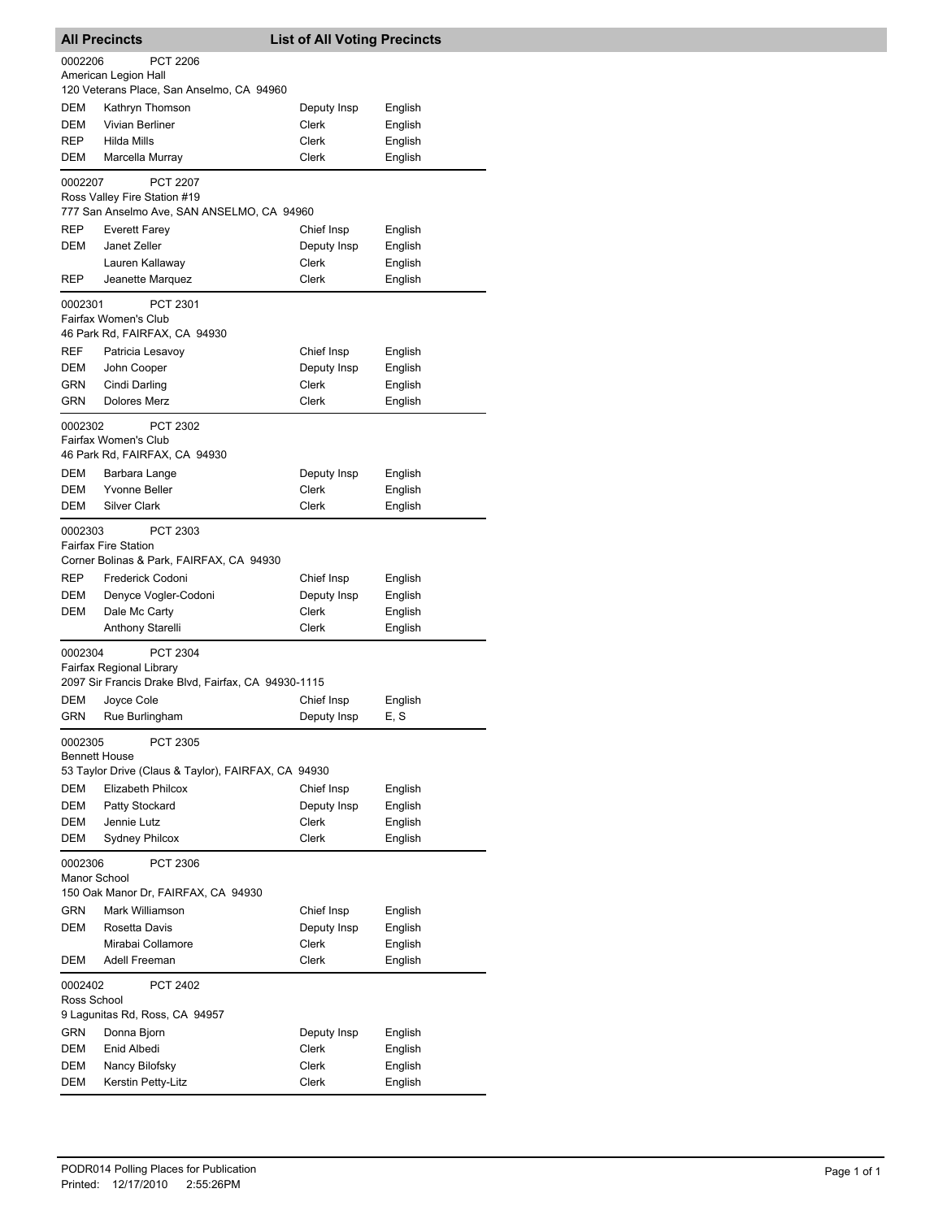## All Precincts — List of All Voting Precincts

**0002206 — PCT 2206**
American Legion Hall
120 Veterans Place, San Anselmo, CA 94960

| Party | Name | Position | Language |
|---|---|---|---|
| DEM | Kathryn Thomson | Deputy Insp | English |
| DEM | Vivian Berliner | Clerk | English |
| REP | Hilda Mills | Clerk | English |
| DEM | Marcella Murray | Clerk | English |

**0002207 — PCT 2207**
Ross Valley Fire Station #19
777 San Anselmo Ave, SAN ANSELMO, CA 94960

| Party | Name | Position | Language |
|---|---|---|---|
| REP | Everett Farey | Chief Insp | English |
| DEM | Janet Zeller | Deputy Insp | English |
| | Lauren Kallaway | Clerk | English |
| REP | Jeanette Marquez | Clerk | English |

**0002301 — PCT 2301**
Fairfax Women's Club
46 Park Rd, FAIRFAX, CA 94930

| Party | Name | Position | Language |
|---|---|---|---|
| REF | Patricia Lesavoy | Chief Insp | English |
| DEM | John Cooper | Deputy Insp | English |
| GRN | Cindi Darling | Clerk | English |
| GRN | Dolores Merz | Clerk | English |

**0002302 — PCT 2302**
Fairfax Women's Club
46 Park Rd, FAIRFAX, CA 94930

| Party | Name | Position | Language |
|---|---|---|---|
| DEM | Barbara Lange | Deputy Insp | English |
| DEM | Yvonne Beller | Clerk | English |
| DEM | Silver Clark | Clerk | English |

**0002303 — PCT 2303**
Fairfax Fire Station
Corner Bolinas & Park, FAIRFAX, CA 94930

| Party | Name | Position | Language |
|---|---|---|---|
| REP | Frederick Codoni | Chief Insp | English |
| DEM | Denyce Vogler-Codoni | Deputy Insp | English |
| DEM | Dale Mc Carty | Clerk | English |
| | Anthony Starelli | Clerk | English |

**0002304 — PCT 2304**
Fairfax Regional Library
2097 Sir Francis Drake Blvd, Fairfax, CA 94930-1115

| Party | Name | Position | Language |
|---|---|---|---|
| DEM | Joyce Cole | Chief Insp | English |
| GRN | Rue Burlingham | Deputy Insp | E, S |

**0002305 — PCT 2305**
Bennett House
53 Taylor Drive (Claus & Taylor), FAIRFAX, CA 94930

| Party | Name | Position | Language |
|---|---|---|---|
| DEM | Elizabeth Philcox | Chief Insp | English |
| DEM | Patty Stockard | Deputy Insp | English |
| DEM | Jennie Lutz | Clerk | English |
| DEM | Sydney Philcox | Clerk | English |

**0002306 — PCT 2306**
Manor School
150 Oak Manor Dr, FAIRFAX, CA 94930

| Party | Name | Position | Language |
|---|---|---|---|
| GRN | Mark Williamson | Chief Insp | English |
| DEM | Rosetta Davis | Deputy Insp | English |
| | Mirabai Collamore | Clerk | English |
| DEM | Adell Freeman | Clerk | English |

**0002402 — PCT 2402**
Ross School
9 Lagunitas Rd, Ross, CA 94957

| Party | Name | Position | Language |
|---|---|---|---|
| GRN | Donna Bjorn | Deputy Insp | English |
| DEM | Enid Albedi | Clerk | English |
| DEM | Nancy Bilofsky | Clerk | English |
| DEM | Kerstin Petty-Litz | Clerk | English |

PODR014 Polling Places for Publication
Printed: 12/17/2010 2:55:26PM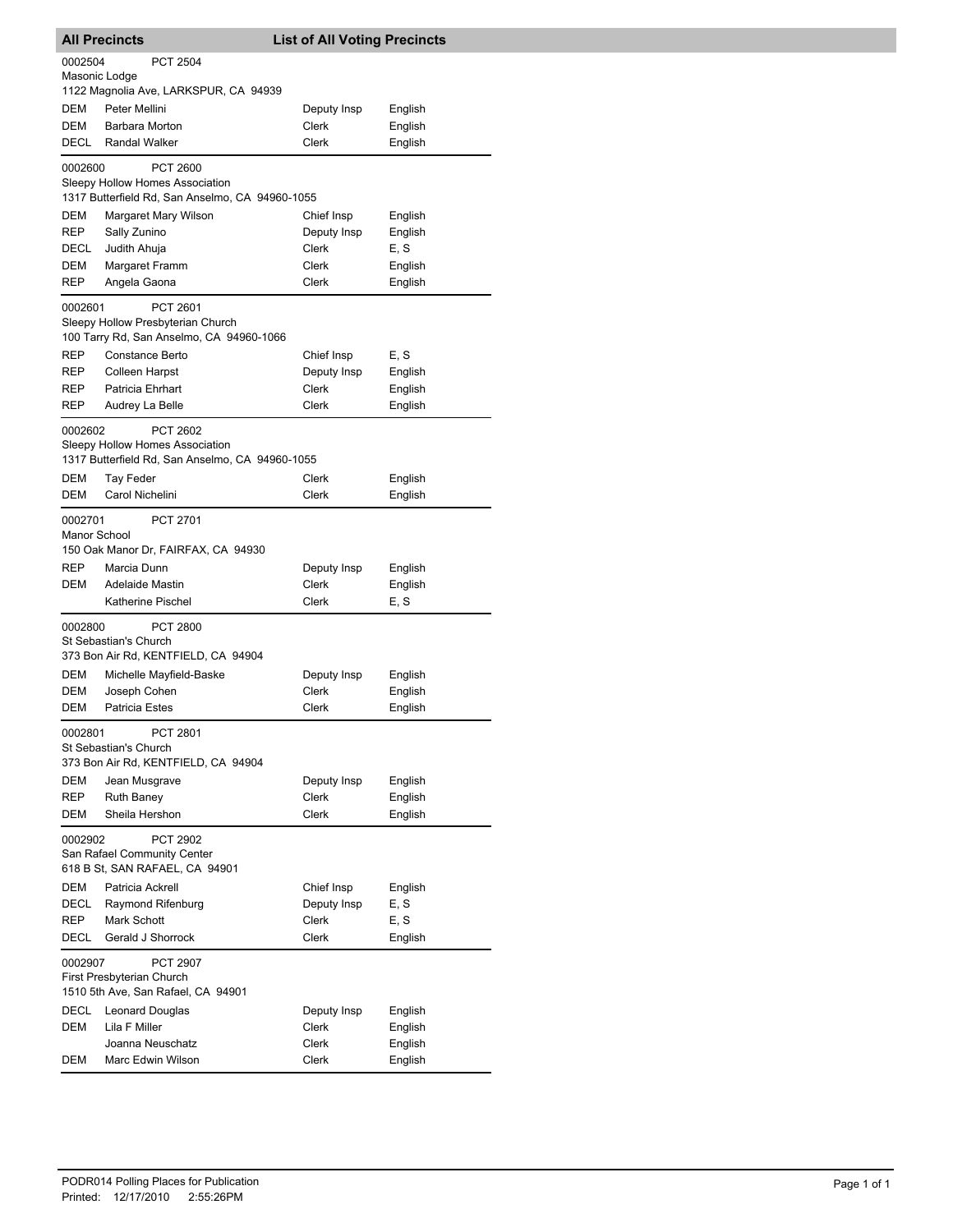## All Precincts — List of All Voting Precincts

**0002504** PCT 2504
Masonic Lodge
1122 Magnolia Ave, LARKSPUR, CA 94939

| Party | Name | Position | Language |
|---|---|---|---|
| DEM | Peter Mellini | Deputy Insp | English |
| DEM | Barbara Morton | Clerk | English |
| DECL | Randal Walker | Clerk | English |

**0002600** PCT 2600
Sleepy Hollow Homes Association
1317 Butterfield Rd, San Anselmo, CA 94960-1055

| Party | Name | Position | Language |
|---|---|---|---|
| DEM | Margaret Mary Wilson | Chief Insp | English |
| REP | Sally Zunino | Deputy Insp | English |
| DECL | Judith Ahuja | Clerk | E, S |
| DEM | Margaret Framm | Clerk | English |
| REP | Angela Gaona | Clerk | English |

**0002601** PCT 2601
Sleepy Hollow Presbyterian Church
100 Tarry Rd, San Anselmo, CA 94960-1066

| Party | Name | Position | Language |
|---|---|---|---|
| REP | Constance Berto | Chief Insp | E, S |
| REP | Colleen Harpst | Deputy Insp | English |
| REP | Patricia Ehrhart | Clerk | English |
| REP | Audrey La Belle | Clerk | English |

**0002602** PCT 2602
Sleepy Hollow Homes Association
1317 Butterfield Rd, San Anselmo, CA 94960-1055

| Party | Name | Position | Language |
|---|---|---|---|
| DEM | Tay Feder | Clerk | English |
| DEM | Carol Nichelini | Clerk | English |

**0002701** PCT 2701
Manor School
150 Oak Manor Dr, FAIRFAX, CA 94930

| Party | Name | Position | Language |
|---|---|---|---|
| REP | Marcia Dunn | Deputy Insp | English |
| DEM | Adelaide Mastin | Clerk | English |
| | Katherine Pischel | Clerk | E, S |

**0002800** PCT 2800
St Sebastian's Church
373 Bon Air Rd, KENTFIELD, CA 94904

| Party | Name | Position | Language |
|---|---|---|---|
| DEM | Michelle Mayfield-Baske | Deputy Insp | English |
| DEM | Joseph Cohen | Clerk | English |
| DEM | Patricia Estes | Clerk | English |

**0002801** PCT 2801
St Sebastian's Church
373 Bon Air Rd, KENTFIELD, CA 94904

| Party | Name | Position | Language |
|---|---|---|---|
| DEM | Jean Musgrave | Deputy Insp | English |
| REP | Ruth Baney | Clerk | English |
| DEM | Sheila Hershon | Clerk | English |

**0002902** PCT 2902
San Rafael Community Center
618 B St, SAN RAFAEL, CA 94901

| Party | Name | Position | Language |
|---|---|---|---|
| DEM | Patricia Ackrell | Chief Insp | English |
| DECL | Raymond Rifenburg | Deputy Insp | E, S |
| REP | Mark Schott | Clerk | E, S |
| DECL | Gerald J Shorrock | Clerk | English |

**0002907** PCT 2907
First Presbyterian Church
1510 5th Ave, San Rafael, CA 94901

| Party | Name | Position | Language |
|---|---|---|---|
| DECL | Leonard Douglas | Deputy Insp | English |
| DEM | Lila F Miller | Clerk | English |
| | Joanna Neuschatz | Clerk | English |
| DEM | Marc Edwin Wilson | Clerk | English |

PODR014 Polling Places for Publication
Printed: 12/17/2010 2:55:26PM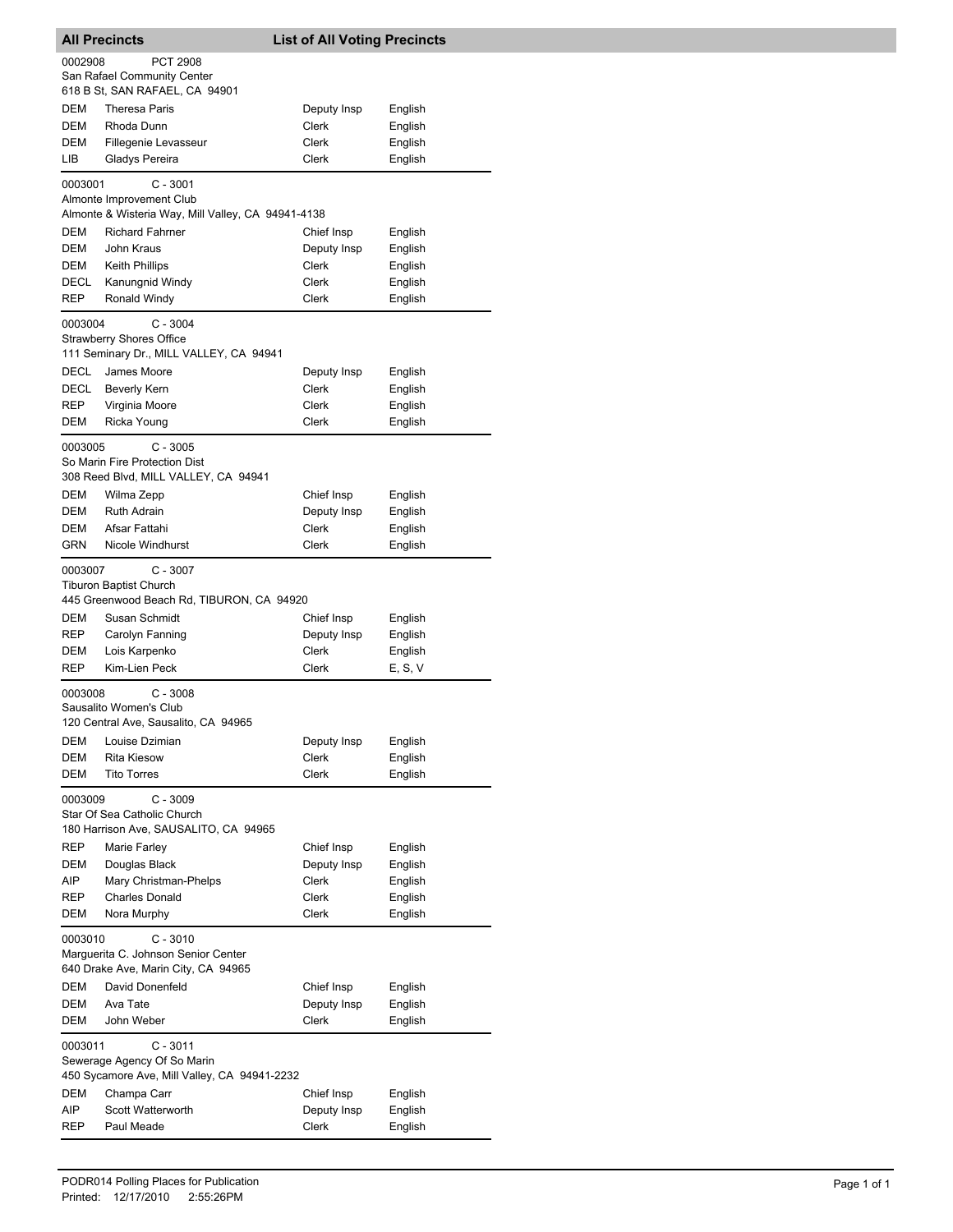## All Precincts — List of All Voting Precincts

**0002908** PCT 2908
San Rafael Community Center
618 B St, SAN RAFAEL, CA 94901

| Party | Name | Position | Language |
|---|---|---|---|
| DEM | Theresa Paris | Deputy Insp | English |
| DEM | Rhoda Dunn | Clerk | English |
| DEM | Fillegenie Levasseur | Clerk | English |
| LIB | Gladys Pereira | Clerk | English |

**0003001** C - 3001
Almonte Improvement Club
Almonte & Wisteria Way, Mill Valley, CA 94941-4138

| Party | Name | Position | Language |
|---|---|---|---|
| DEM | Richard Fahrner | Chief Insp | English |
| DEM | John Kraus | Deputy Insp | English |
| DEM | Keith Phillips | Clerk | English |
| DECL | Kanungnid Windy | Clerk | English |
| REP | Ronald Windy | Clerk | English |

**0003004** C - 3004
Strawberry Shores Office
111 Seminary Dr., MILL VALLEY, CA 94941

| Party | Name | Position | Language |
|---|---|---|---|
| DECL | James Moore | Deputy Insp | English |
| DECL | Beverly Kern | Clerk | English |
| REP | Virginia Moore | Clerk | English |
| DEM | Ricka Young | Clerk | English |

**0003005** C - 3005
So Marin Fire Protection Dist
308 Reed Blvd, MILL VALLEY, CA 94941

| Party | Name | Position | Language |
|---|---|---|---|
| DEM | Wilma Zepp | Chief Insp | English |
| DEM | Ruth Adrain | Deputy Insp | English |
| DEM | Afsar Fattahi | Clerk | English |
| GRN | Nicole Windhurst | Clerk | English |

**0003007** C - 3007
Tiburon Baptist Church
445 Greenwood Beach Rd, TIBURON, CA 94920

| Party | Name | Position | Language |
|---|---|---|---|
| DEM | Susan Schmidt | Chief Insp | English |
| REP | Carolyn Fanning | Deputy Insp | English |
| DEM | Lois Karpenko | Clerk | English |
| REP | Kim-Lien Peck | Clerk | E, S, V |

**0003008** C - 3008
Sausalito Women's Club
120 Central Ave, Sausalito, CA 94965

| Party | Name | Position | Language |
|---|---|---|---|
| DEM | Louise Dzimian | Deputy Insp | English |
| DEM | Rita Kiesow | Clerk | English |
| DEM | Tito Torres | Clerk | English |

**0003009** C - 3009
Star Of Sea Catholic Church
180 Harrison Ave, SAUSALITO, CA 94965

| Party | Name | Position | Language |
|---|---|---|---|
| REP | Marie Farley | Chief Insp | English |
| DEM | Douglas Black | Deputy Insp | English |
| AIP | Mary Christman-Phelps | Clerk | English |
| REP | Charles Donald | Clerk | English |
| DEM | Nora Murphy | Clerk | English |

**0003010** C - 3010
Marguerita C. Johnson Senior Center
640 Drake Ave, Marin City, CA 94965

| Party | Name | Position | Language |
|---|---|---|---|
| DEM | David Donenfeld | Chief Insp | English |
| DEM | Ava Tate | Deputy Insp | English |
| DEM | John Weber | Clerk | English |

**0003011** C - 3011
Sewerage Agency Of So Marin
450 Sycamore Ave, Mill Valley, CA 94941-2232

| Party | Name | Position | Language |
|---|---|---|---|
| DEM | Champa Carr | Chief Insp | English |
| AIP | Scott Watterworth | Deputy Insp | English |
| REP | Paul Meade | Clerk | English |

PODR014 Polling Places for Publication
Printed: 12/17/2010 2:55:26PM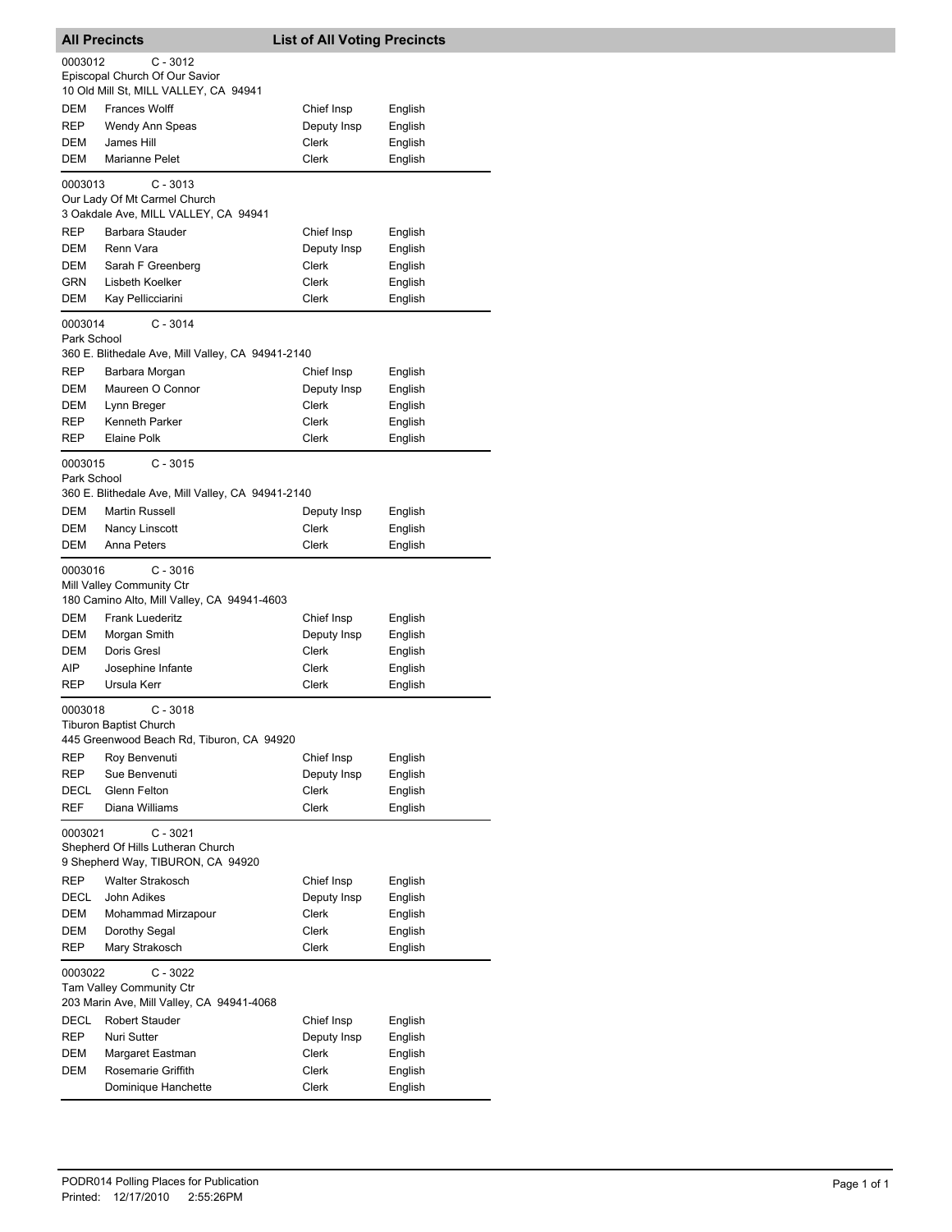## All Precincts — List of All Voting Precincts

**0003012** C - 3012
Episcopal Church Of Our Savior
10 Old Mill St, MILL VALLEY, CA 94941

| Party | Name | Position | Language |
|---|---|---|---|
| DEM | Frances Wolff | Chief Insp | English |
| REP | Wendy Ann Speas | Deputy Insp | English |
| DEM | James Hill | Clerk | English |
| DEM | Marianne Pelet | Clerk | English |

**0003013** C - 3013
Our Lady Of Mt Carmel Church
3 Oakdale Ave, MILL VALLEY, CA 94941

| Party | Name | Position | Language |
|---|---|---|---|
| REP | Barbara Stauder | Chief Insp | English |
| DEM | Renn Vara | Deputy Insp | English |
| DEM | Sarah F Greenberg | Clerk | English |
| GRN | Lisbeth Koelker | Clerk | English |
| DEM | Kay Pellicciarini | Clerk | English |

**0003014** C - 3014
Park School
360 E. Blithedale Ave, Mill Valley, CA 94941-2140

| Party | Name | Position | Language |
|---|---|---|---|
| REP | Barbara Morgan | Chief Insp | English |
| DEM | Maureen O Connor | Deputy Insp | English |
| DEM | Lynn Breger | Clerk | English |
| REP | Kenneth Parker | Clerk | English |
| REP | Elaine Polk | Clerk | English |

**0003015** C - 3015
Park School
360 E. Blithedale Ave, Mill Valley, CA 94941-2140

| Party | Name | Position | Language |
|---|---|---|---|
| DEM | Martin Russell | Deputy Insp | English |
| DEM | Nancy Linscott | Clerk | English |
| DEM | Anna Peters | Clerk | English |

**0003016** C - 3016
Mill Valley Community Ctr
180 Camino Alto, Mill Valley, CA 94941-4603

| Party | Name | Position | Language |
|---|---|---|---|
| DEM | Frank Luederitz | Chief Insp | English |
| DEM | Morgan Smith | Deputy Insp | English |
| DEM | Doris Gresl | Clerk | English |
| AIP | Josephine Infante | Clerk | English |
| REP | Ursula Kerr | Clerk | English |

**0003018** C - 3018
Tiburon Baptist Church
445 Greenwood Beach Rd, Tiburon, CA 94920

| Party | Name | Position | Language |
|---|---|---|---|
| REP | Roy Benvenuti | Chief Insp | English |
| REP | Sue Benvenuti | Deputy Insp | English |
| DECL | Glenn Felton | Clerk | English |
| REF | Diana Williams | Clerk | English |

**0003021** C - 3021
Shepherd Of Hills Lutheran Church
9 Shepherd Way, TIBURON, CA 94920

| Party | Name | Position | Language |
|---|---|---|---|
| REP | Walter Strakosch | Chief Insp | English |
| DECL | John Adikes | Deputy Insp | English |
| DEM | Mohammad Mirzapour | Clerk | English |
| DEM | Dorothy Segal | Clerk | English |
| REP | Mary Strakosch | Clerk | English |

**0003022** C - 3022
Tam Valley Community Ctr
203 Marin Ave, Mill Valley, CA 94941-4068

| Party | Name | Position | Language |
|---|---|---|---|
| DECL | Robert Stauder | Chief Insp | English |
| REP | Nuri Sutter | Deputy Insp | English |
| DEM | Margaret Eastman | Clerk | English |
| DEM | Rosemarie Griffith | Clerk | English |
| | Dominique Hanchette | Clerk | English |

PODR014 Polling Places for Publication
Printed: 12/17/2010 2:55:26PM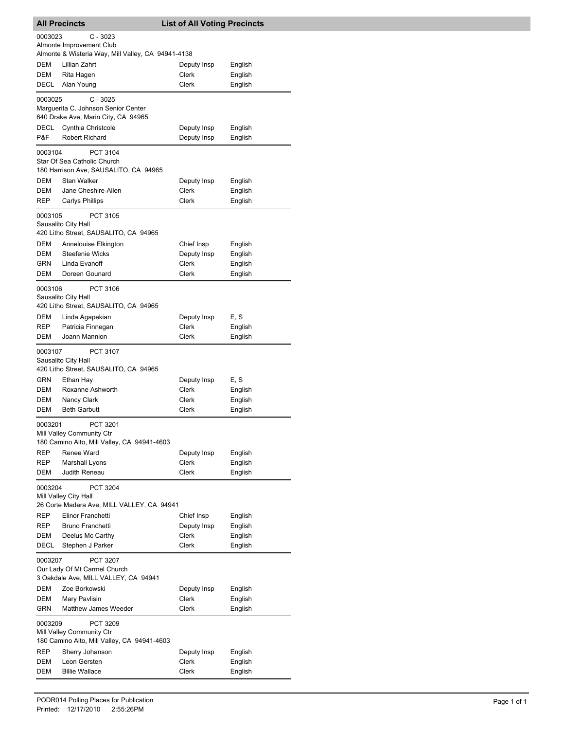## All Precincts — List of All Voting Precincts

**0003023** C - 3023
Almonte Improvement Club
Almonte & Wisteria Way, Mill Valley, CA 94941-4138

| | | | |
|---|---|---|---|
| DEM | Lillian Zahrt | Deputy Insp | English |
| DEM | Rita Hagen | Clerk | English |
| DECL | Alan Young | Clerk | English |

**0003025** C - 3025
Marguerita C. Johnson Senior Center
640 Drake Ave, Marin City, CA 94965

| | | | |
|---|---|---|---|
| DECL | Cynthia Christcole | Deputy Insp | English |
| P&F | Robert Richard | Deputy Insp | English |

**0003104** PCT 3104
Star Of Sea Catholic Church
180 Harrison Ave, SAUSALITO, CA 94965

| | | | |
|---|---|---|---|
| DEM | Stan Walker | Deputy Insp | English |
| DEM | Jane Cheshire-Allen | Clerk | English |
| REP | Carlys Phillips | Clerk | English |

**0003105** PCT 3105
Sausalito City Hall
420 Litho Street, SAUSALITO, CA 94965

| | | | |
|---|---|---|---|
| DEM | Annelouise Elkington | Chief Insp | English |
| DEM | Steefenie Wicks | Deputy Insp | English |
| GRN | Linda Evanoff | Clerk | English |
| DEM | Doreen Gounard | Clerk | English |

**0003106** PCT 3106
Sausalito City Hall
420 Litho Street, SAUSALITO, CA 94965

| | | | |
|---|---|---|---|
| DEM | Linda Agapekian | Deputy Insp | E, S |
| REP | Patricia Finnegan | Clerk | English |
| DEM | Joann Mannion | Clerk | English |

**0003107** PCT 3107
Sausalito City Hall
420 Litho Street, SAUSALITO, CA 94965

| | | | |
|---|---|---|---|
| GRN | Ethan Hay | Deputy Insp | E, S |
| DEM | Roxanne Ashworth | Clerk | English |
| DEM | Nancy Clark | Clerk | English |
| DEM | Beth Garbutt | Clerk | English |

**0003201** PCT 3201
Mill Valley Community Ctr
180 Camino Alto, Mill Valley, CA 94941-4603

| | | | |
|---|---|---|---|
| REP | Renee Ward | Deputy Insp | English |
| REP | Marshall Lyons | Clerk | English |
| DEM | Judith Reneau | Clerk | English |

**0003204** PCT 3204
Mill Valley City Hall
26 Corte Madera Ave, MILL VALLEY, CA 94941

| | | | |
|---|---|---|---|
| REP | Elinor Franchetti | Chief Insp | English |
| REP | Bruno Franchetti | Deputy Insp | English |
| DEM | Deelus Mc Carthy | Clerk | English |
| DECL | Stephen J Parker | Clerk | English |

**0003207** PCT 3207
Our Lady Of Mt Carmel Church
3 Oakdale Ave, MILL VALLEY, CA 94941

| | | | |
|---|---|---|---|
| DEM | Zoe Borkowski | Deputy Insp | English |
| DEM | Mary Pavlisin | Clerk | English |
| GRN | Matthew James Weeder | Clerk | English |

**0003209** PCT 3209
Mill Valley Community Ctr
180 Camino Alto, Mill Valley, CA 94941-4603

| | | | |
|---|---|---|---|
| REP | Sherry Johanson | Deputy Insp | English |
| DEM | Leon Gersten | Clerk | English |
| DEM | Billie Wallace | Clerk | English |

PODR014 Polling Places for Publication
Printed: 12/17/2010 2:55:26PM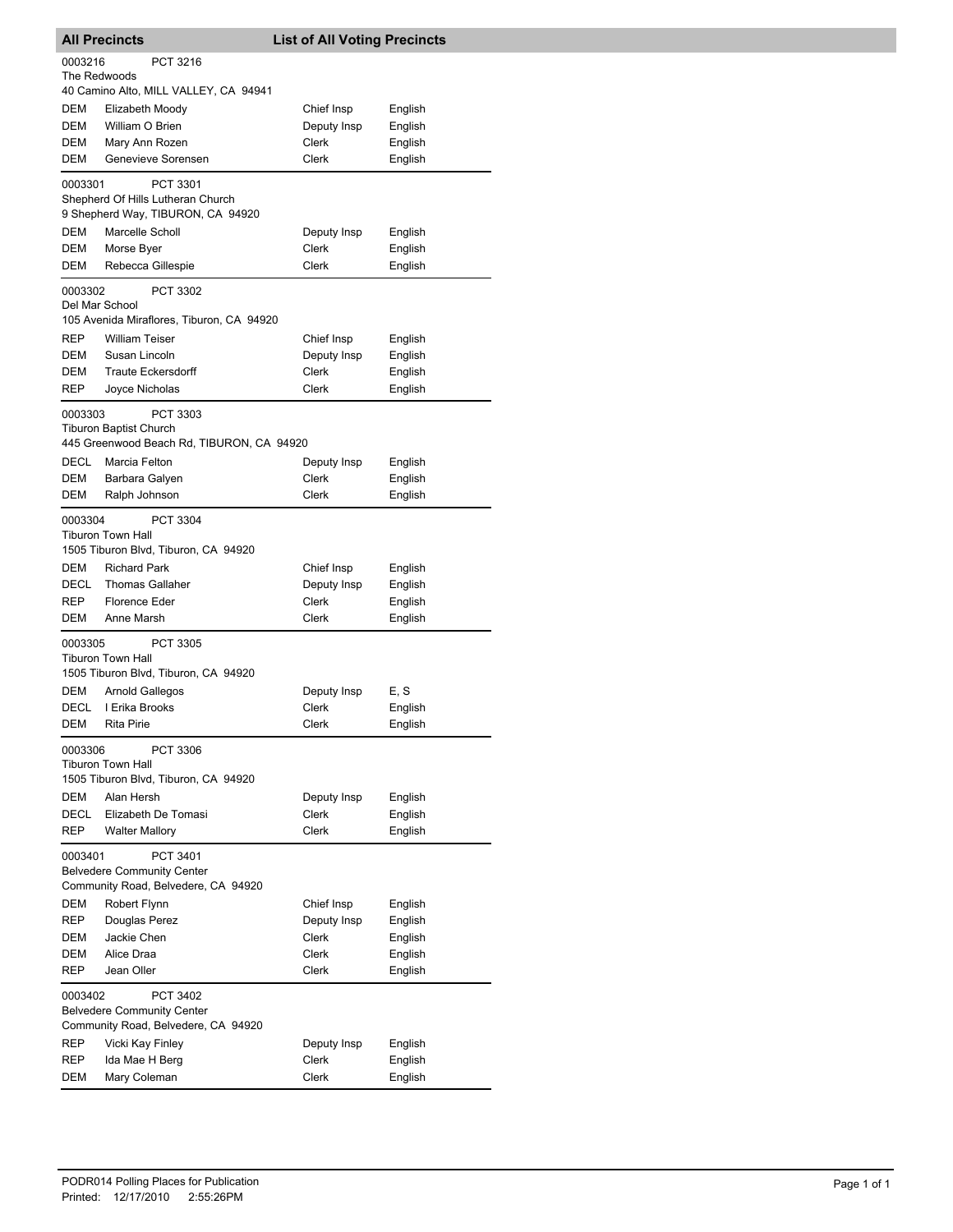## All Precincts — List of All Voting Precincts

**0003216 PCT 3216**
The Redwoods
40 Camino Alto, MILL VALLEY, CA 94941

| Party | Name | Position | Language |
|---|---|---|---|
| DEM | Elizabeth Moody | Chief Insp | English |
| DEM | William O Brien | Deputy Insp | English |
| DEM | Mary Ann Rozen | Clerk | English |
| DEM | Genevieve Sorensen | Clerk | English |

**0003301 PCT 3301**
Shepherd Of Hills Lutheran Church
9 Shepherd Way, TIBURON, CA 94920

| Party | Name | Position | Language |
|---|---|---|---|
| DEM | Marcelle Scholl | Deputy Insp | English |
| DEM | Morse Byer | Clerk | English |
| DEM | Rebecca Gillespie | Clerk | English |

**0003302 PCT 3302**
Del Mar School
105 Avenida Miraflores, Tiburon, CA 94920

| Party | Name | Position | Language |
|---|---|---|---|
| REP | William Teiser | Chief Insp | English |
| DEM | Susan Lincoln | Deputy Insp | English |
| DEM | Traute Eckersdorff | Clerk | English |
| REP | Joyce Nicholas | Clerk | English |

**0003303 PCT 3303**
Tiburon Baptist Church
445 Greenwood Beach Rd, TIBURON, CA 94920

| Party | Name | Position | Language |
|---|---|---|---|
| DECL | Marcia Felton | Deputy Insp | English |
| DEM | Barbara Galyen | Clerk | English |
| DEM | Ralph Johnson | Clerk | English |

**0003304 PCT 3304**
Tiburon Town Hall
1505 Tiburon Blvd, Tiburon, CA 94920

| Party | Name | Position | Language |
|---|---|---|---|
| DEM | Richard Park | Chief Insp | English |
| DECL | Thomas Gallaher | Deputy Insp | English |
| REP | Florence Eder | Clerk | English |
| DEM | Anne Marsh | Clerk | English |

**0003305 PCT 3305**
Tiburon Town Hall
1505 Tiburon Blvd, Tiburon, CA 94920

| Party | Name | Position | Language |
|---|---|---|---|
| DEM | Arnold Gallegos | Deputy Insp | E, S |
| DECL | I Erika Brooks | Clerk | English |
| DEM | Rita Pirie | Clerk | English |

**0003306 PCT 3306**
Tiburon Town Hall
1505 Tiburon Blvd, Tiburon, CA 94920

| Party | Name | Position | Language |
|---|---|---|---|
| DEM | Alan Hersh | Deputy Insp | English |
| DECL | Elizabeth De Tomasi | Clerk | English |
| REP | Walter Mallory | Clerk | English |

**0003401 PCT 3401**
Belvedere Community Center
Community Road, Belvedere, CA 94920

| Party | Name | Position | Language |
|---|---|---|---|
| DEM | Robert Flynn | Chief Insp | English |
| REP | Douglas Perez | Deputy Insp | English |
| DEM | Jackie Chen | Clerk | English |
| DEM | Alice Draa | Clerk | English |
| REP | Jean Oller | Clerk | English |

**0003402 PCT 3402**
Belvedere Community Center
Community Road, Belvedere, CA 94920

| Party | Name | Position | Language |
|---|---|---|---|
| REP | Vicki Kay Finley | Deputy Insp | English |
| REP | Ida Mae H Berg | Clerk | English |
| DEM | Mary Coleman | Clerk | English |

PODR014 Polling Places for Publication
Printed: 12/17/2010 2:55:26PM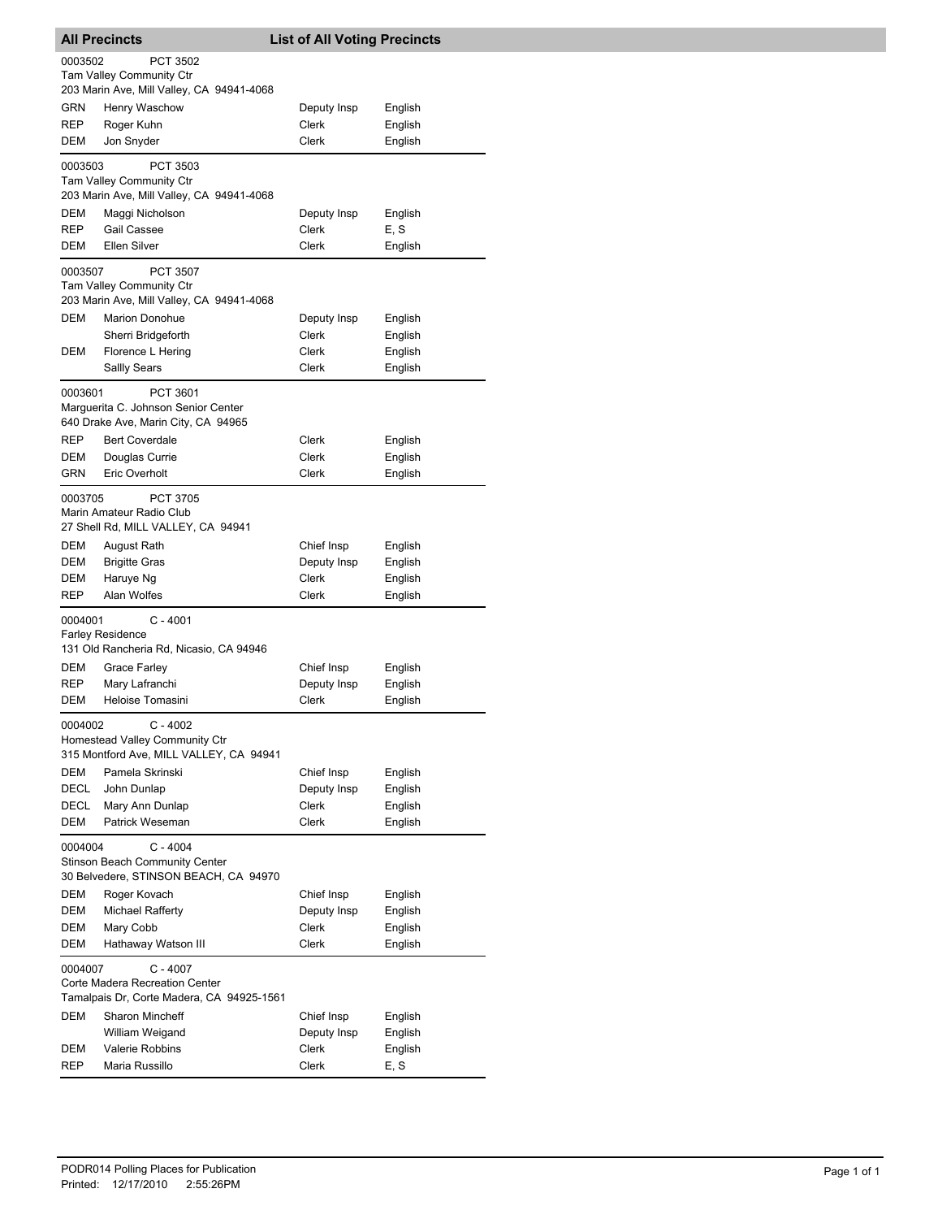## All Precincts — List of All Voting Precincts

**0003502** PCT 3502
Tam Valley Community Ctr
203 Marin Ave, Mill Valley, CA 94941-4068

| Party | Name | Position | Language |
|---|---|---|---|
| GRN | Henry Waschow | Deputy Insp | English |
| REP | Roger Kuhn | Clerk | English |
| DEM | Jon Snyder | Clerk | English |

**0003503** PCT 3503
Tam Valley Community Ctr
203 Marin Ave, Mill Valley, CA 94941-4068

| Party | Name | Position | Language |
|---|---|---|---|
| DEM | Maggi Nicholson | Deputy Insp | English |
| REP | Gail Cassee | Clerk | E, S |
| DEM | Ellen Silver | Clerk | English |

**0003507** PCT 3507
Tam Valley Community Ctr
203 Marin Ave, Mill Valley, CA 94941-4068

| Party | Name | Position | Language |
|---|---|---|---|
| DEM | Marion Donohue | Deputy Insp | English |
| | Sherri Bridgeforth | Clerk | English |
| DEM | Florence L Hering | Clerk | English |
| | Sallly Sears | Clerk | English |

**0003601** PCT 3601
Marguerita C. Johnson Senior Center
640 Drake Ave, Marin City, CA 94965

| Party | Name | Position | Language |
|---|---|---|---|
| REP | Bert Coverdale | Clerk | English |
| DEM | Douglas Currie | Clerk | English |
| GRN | Eric Overholt | Clerk | English |

**0003705** PCT 3705
Marin Amateur Radio Club
27 Shell Rd, MILL VALLEY, CA 94941

| Party | Name | Position | Language |
|---|---|---|---|
| DEM | August Rath | Chief Insp | English |
| DEM | Brigitte Gras | Deputy Insp | English |
| DEM | Haruye Ng | Clerk | English |
| REP | Alan Wolfes | Clerk | English |

**0004001** C - 4001
Farley Residence
131 Old Rancheria Rd, Nicasio, CA 94946

| Party | Name | Position | Language |
|---|---|---|---|
| DEM | Grace Farley | Chief Insp | English |
| REP | Mary Lafranchi | Deputy Insp | English |
| DEM | Heloise Tomasini | Clerk | English |

**0004002** C - 4002
Homestead Valley Community Ctr
315 Montford Ave, MILL VALLEY, CA 94941

| Party | Name | Position | Language |
|---|---|---|---|
| DEM | Pamela Skrinski | Chief Insp | English |
| DECL | John Dunlap | Deputy Insp | English |
| DECL | Mary Ann Dunlap | Clerk | English |
| DEM | Patrick Weseman | Clerk | English |

**0004004** C - 4004
Stinson Beach Community Center
30 Belvedere, STINSON BEACH, CA 94970

| Party | Name | Position | Language |
|---|---|---|---|
| DEM | Roger Kovach | Chief Insp | English |
| DEM | Michael Rafferty | Deputy Insp | English |
| DEM | Mary Cobb | Clerk | English |
| DEM | Hathaway Watson III | Clerk | English |

**0004007** C - 4007
Corte Madera Recreation Center
Tamalpais Dr, Corte Madera, CA 94925-1561

| Party | Name | Position | Language |
|---|---|---|---|
| DEM | Sharon Mincheff | Chief Insp | English |
| | William Weigand | Deputy Insp | English |
| DEM | Valerie Robbins | Clerk | English |
| REP | Maria Russillo | Clerk | E, S |

PODR014 Polling Places for Publication
Printed: 12/17/2010 2:55:26PM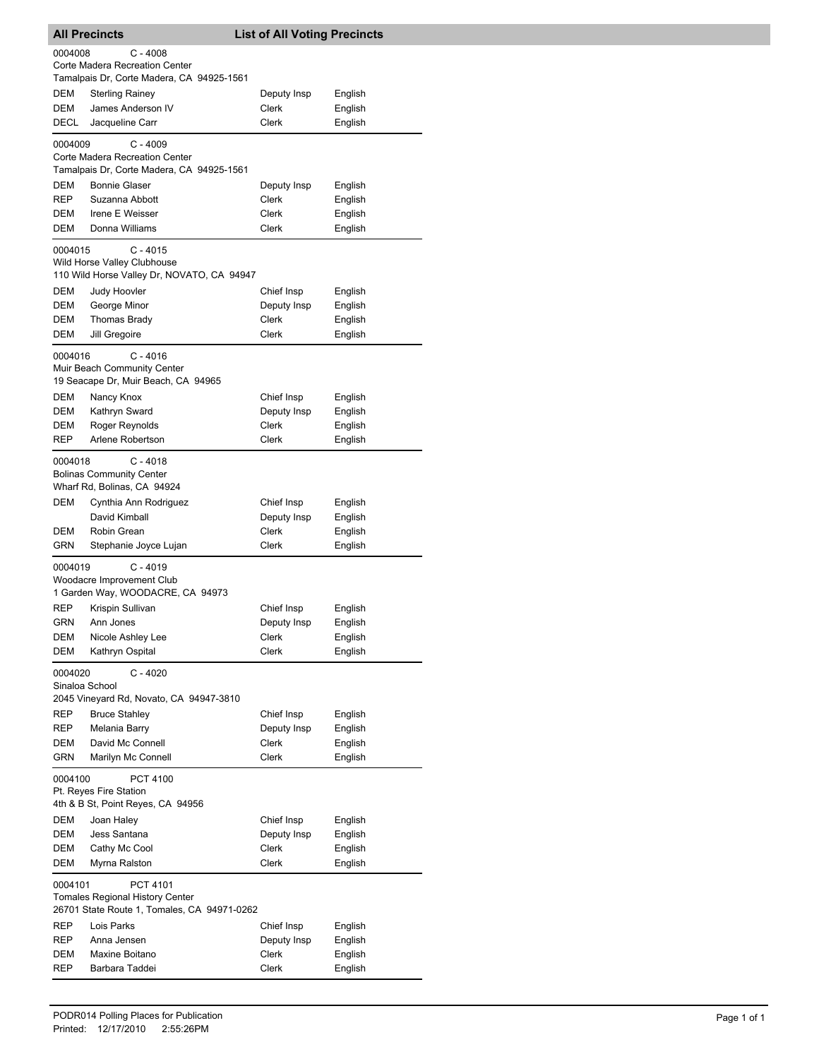## All Precincts — List of All Voting Precincts

**0004008** C - 4008
Corte Madera Recreation Center
Tamalpais Dr, Corte Madera, CA 94925-1561

| Party | Name | Position | Language |
|---|---|---|---|
| DEM | Sterling Rainey | Deputy Insp | English |
| DEM | James Anderson IV | Clerk | English |
| DECL | Jacqueline Carr | Clerk | English |

**0004009** C - 4009
Corte Madera Recreation Center
Tamalpais Dr, Corte Madera, CA 94925-1561

| Party | Name | Position | Language |
|---|---|---|---|
| DEM | Bonnie Glaser | Deputy Insp | English |
| REP | Suzanna Abbott | Clerk | English |
| DEM | Irene E Weisser | Clerk | English |
| DEM | Donna Williams | Clerk | English |

**0004015** C - 4015
Wild Horse Valley Clubhouse
110 Wild Horse Valley Dr, NOVATO, CA 94947

| Party | Name | Position | Language |
|---|---|---|---|
| DEM | Judy Hoovler | Chief Insp | English |
| DEM | George Minor | Deputy Insp | English |
| DEM | Thomas Brady | Clerk | English |
| DEM | Jill Gregoire | Clerk | English |

**0004016** C - 4016
Muir Beach Community Center
19 Seacape Dr, Muir Beach, CA 94965

| Party | Name | Position | Language |
|---|---|---|---|
| DEM | Nancy Knox | Chief Insp | English |
| DEM | Kathryn Sward | Deputy Insp | English |
| DEM | Roger Reynolds | Clerk | English |
| REP | Arlene Robertson | Clerk | English |

**0004018** C - 4018
Bolinas Community Center
Wharf Rd, Bolinas, CA 94924

| Party | Name | Position | Language |
|---|---|---|---|
| DEM | Cynthia Ann Rodriguez | Chief Insp | English |
| | David Kimball | Deputy Insp | English |
| DEM | Robin Grean | Clerk | English |
| GRN | Stephanie Joyce Lujan | Clerk | English |

**0004019** C - 4019
Woodacre Improvement Club
1 Garden Way, WOODACRE, CA 94973

| Party | Name | Position | Language |
|---|---|---|---|
| REP | Krispin Sullivan | Chief Insp | English |
| GRN | Ann Jones | Deputy Insp | English |
| DEM | Nicole Ashley Lee | Clerk | English |
| DEM | Kathryn Ospital | Clerk | English |

**0004020** C - 4020
Sinaloa School
2045 Vineyard Rd, Novato, CA 94947-3810

| Party | Name | Position | Language |
|---|---|---|---|
| REP | Bruce Stahley | Chief Insp | English |
| REP | Melania Barry | Deputy Insp | English |
| DEM | David Mc Connell | Clerk | English |
| GRN | Marilyn Mc Connell | Clerk | English |

**0004100** PCT 4100
Pt. Reyes Fire Station
4th & B St, Point Reyes, CA 94956

| Party | Name | Position | Language |
|---|---|---|---|
| DEM | Joan Haley | Chief Insp | English |
| DEM | Jess Santana | Deputy Insp | English |
| DEM | Cathy Mc Cool | Clerk | English |
| DEM | Myrna Ralston | Clerk | English |

**0004101** PCT 4101
Tomales Regional History Center
26701 State Route 1, Tomales, CA 94971-0262

| Party | Name | Position | Language |
|---|---|---|---|
| REP | Lois Parks | Chief Insp | English |
| REP | Anna Jensen | Deputy Insp | English |
| DEM | Maxine Boitano | Clerk | English |
| REP | Barbara Taddei | Clerk | English |

PODR014 Polling Places for Publication
Printed: 12/17/2010 2:55:26PM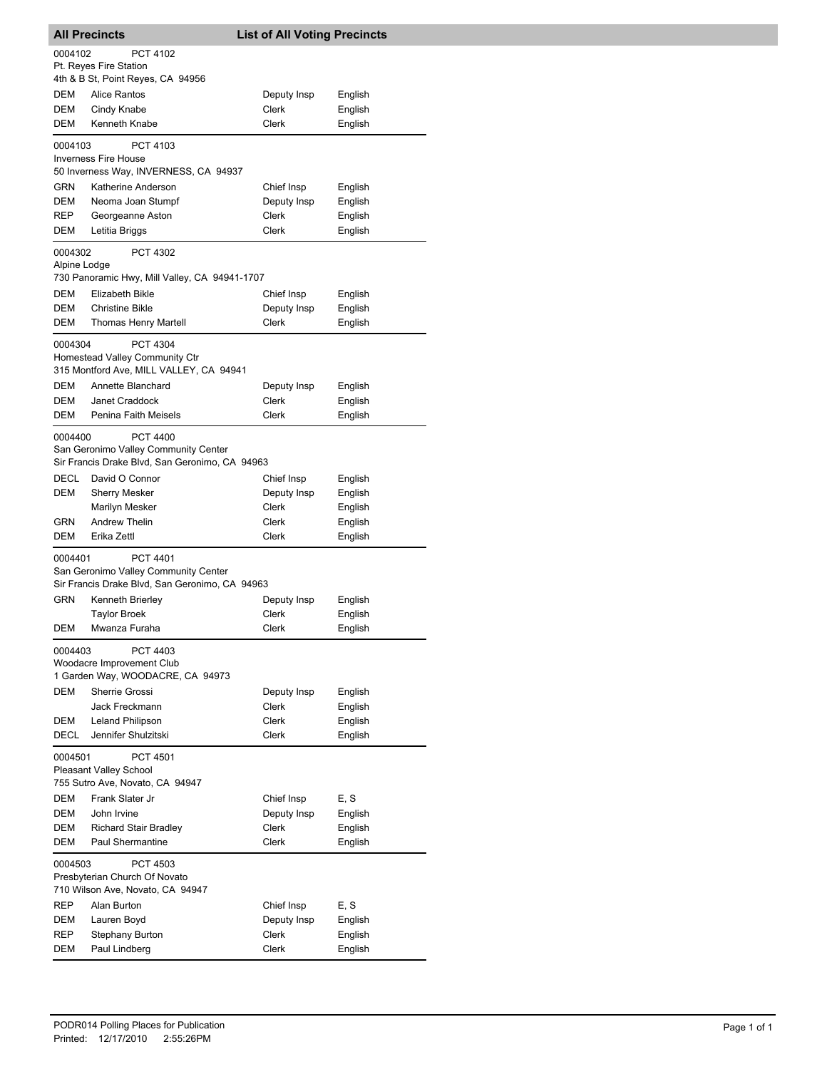## All Precincts — List of All Voting Precincts

0004102 PCT 4102
Pt. Reyes Fire Station
4th & B St, Point Reyes, CA 94956

| Party | Name | Position | Language |
|---|---|---|---|
| DEM | Alice Rantos | Deputy Insp | English |
| DEM | Cindy Knabe | Clerk | English |
| DEM | Kenneth Knabe | Clerk | English |

0004103 PCT 4103
Inverness Fire House
50 Inverness Way, INVERNESS, CA 94937

| Party | Name | Position | Language |
|---|---|---|---|
| GRN | Katherine Anderson | Chief Insp | English |
| DEM | Neoma Joan Stumpf | Deputy Insp | English |
| REP | Georgeanne Aston | Clerk | English |
| DEM | Letitia Briggs | Clerk | English |

0004302 PCT 4302
Alpine Lodge
730 Panoramic Hwy, Mill Valley, CA 94941-1707

| Party | Name | Position | Language |
|---|---|---|---|
| DEM | Elizabeth Bikle | Chief Insp | English |
| DEM | Christine Bikle | Deputy Insp | English |
| DEM | Thomas Henry Martell | Clerk | English |

0004304 PCT 4304
Homestead Valley Community Ctr
315 Montford Ave, MILL VALLEY, CA 94941

| Party | Name | Position | Language |
|---|---|---|---|
| DEM | Annette Blanchard | Deputy Insp | English |
| DEM | Janet Craddock | Clerk | English |
| DEM | Penina Faith Meisels | Clerk | English |

0004400 PCT 4400
San Geronimo Valley Community Center
Sir Francis Drake Blvd, San Geronimo, CA 94963

| Party | Name | Position | Language |
|---|---|---|---|
| DECL | David O Connor | Chief Insp | English |
| DEM | Sherry Mesker | Deputy Insp | English |
| | Marilyn Mesker | Clerk | English |
| GRN | Andrew Thelin | Clerk | English |
| DEM | Erika Zettl | Clerk | English |

0004401 PCT 4401
San Geronimo Valley Community Center
Sir Francis Drake Blvd, San Geronimo, CA 94963

| Party | Name | Position | Language |
|---|---|---|---|
| GRN | Kenneth Brierley | Deputy Insp | English |
| | Taylor Broek | Clerk | English |
| DEM | Mwanza Furaha | Clerk | English |

0004403 PCT 4403
Woodacre Improvement Club
1 Garden Way, WOODACRE, CA 94973

| Party | Name | Position | Language |
|---|---|---|---|
| DEM | Sherrie Grossi | Deputy Insp | English |
| | Jack Freckmann | Clerk | English |
| DEM | Leland Philipson | Clerk | English |
| DECL | Jennifer Shulzitski | Clerk | English |

0004501 PCT 4501
Pleasant Valley School
755 Sutro Ave, Novato, CA 94947

| Party | Name | Position | Language |
|---|---|---|---|
| DEM | Frank Slater Jr | Chief Insp | E, S |
| DEM | John Irvine | Deputy Insp | English |
| DEM | Richard Stair Bradley | Clerk | English |
| DEM | Paul Shermantine | Clerk | English |

0004503 PCT 4503
Presbyterian Church Of Novato
710 Wilson Ave, Novato, CA 94947

| Party | Name | Position | Language |
|---|---|---|---|
| REP | Alan Burton | Chief Insp | E, S |
| DEM | Lauren Boyd | Deputy Insp | English |
| REP | Stephany Burton | Clerk | English |
| DEM | Paul Lindberg | Clerk | English |

PODR014 Polling Places for Publication
Printed: 12/17/2010 2:55:26PM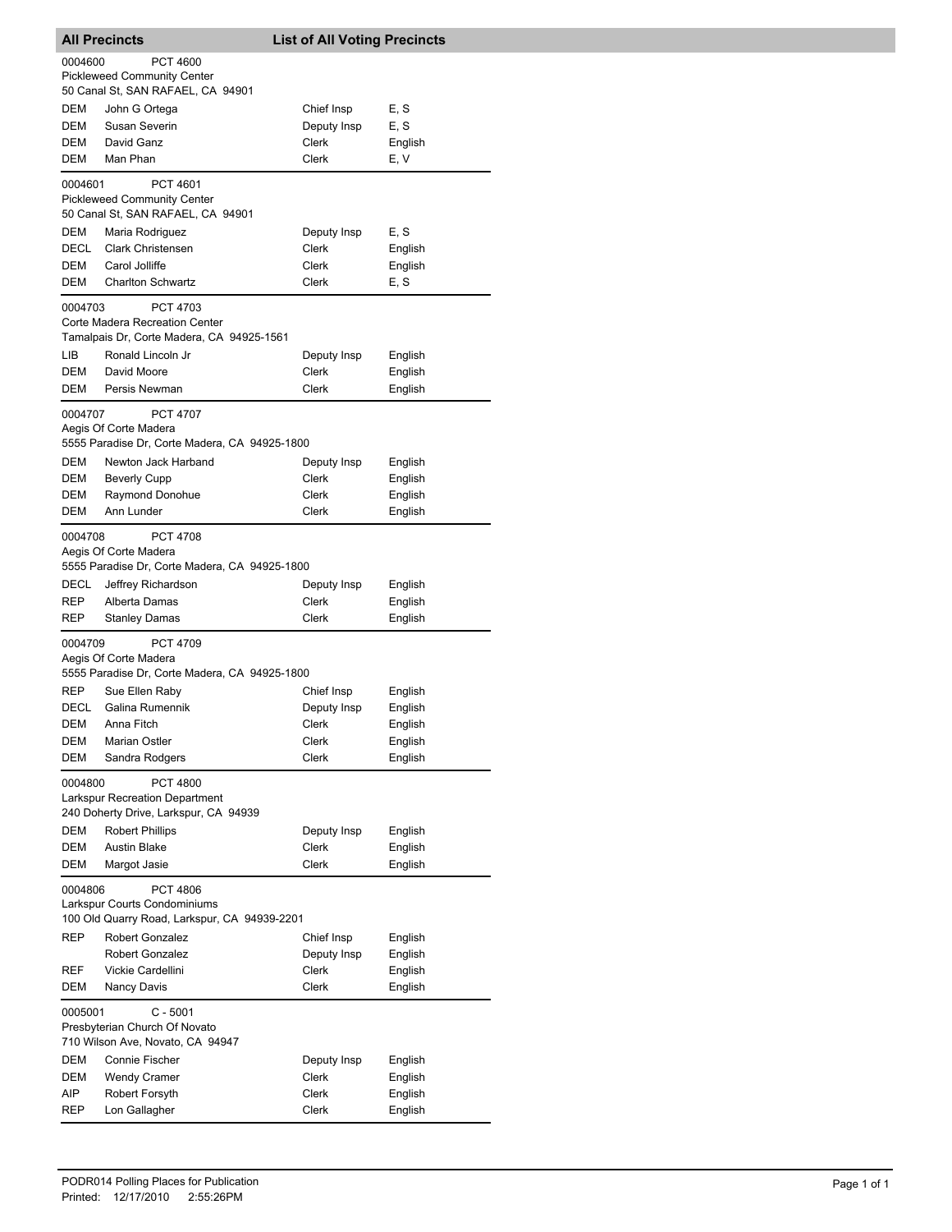## All Precincts — List of All Voting Precincts

0004600 PCT 4600
Pickleweed Community Center
50 Canal St, SAN RAFAEL, CA 94901

| Party | Name | Position | Language |
|---|---|---|---|
| DEM | John G Ortega | Chief Insp | E, S |
| DEM | Susan Severin | Deputy Insp | E, S |
| DEM | David Ganz | Clerk | English |
| DEM | Man Phan | Clerk | E, V |

0004601 PCT 4601
Pickleweed Community Center
50 Canal St, SAN RAFAEL, CA 94901

| Party | Name | Position | Language |
|---|---|---|---|
| DEM | Maria Rodriguez | Deputy Insp | E, S |
| DECL | Clark Christensen | Clerk | English |
| DEM | Carol Jolliffe | Clerk | English |
| DEM | Charlton Schwartz | Clerk | E, S |

0004703 PCT 4703
Corte Madera Recreation Center
Tamalpais Dr, Corte Madera, CA 94925-1561

| Party | Name | Position | Language |
|---|---|---|---|
| LIB | Ronald Lincoln Jr | Deputy Insp | English |
| DEM | David Moore | Clerk | English |
| DEM | Persis Newman | Clerk | English |

0004707 PCT 4707
Aegis Of Corte Madera
5555 Paradise Dr, Corte Madera, CA 94925-1800

| Party | Name | Position | Language |
|---|---|---|---|
| DEM | Newton Jack Harband | Deputy Insp | English |
| DEM | Beverly Cupp | Clerk | English |
| DEM | Raymond Donohue | Clerk | English |
| DEM | Ann Lunder | Clerk | English |

0004708 PCT 4708
Aegis Of Corte Madera
5555 Paradise Dr, Corte Madera, CA 94925-1800

| Party | Name | Position | Language |
|---|---|---|---|
| DECL | Jeffrey Richardson | Deputy Insp | English |
| REP | Alberta Damas | Clerk | English |
| REP | Stanley Damas | Clerk | English |

0004709 PCT 4709
Aegis Of Corte Madera
5555 Paradise Dr, Corte Madera, CA 94925-1800

| Party | Name | Position | Language |
|---|---|---|---|
| REP | Sue Ellen Raby | Chief Insp | English |
| DECL | Galina Rumennik | Deputy Insp | English |
| DEM | Anna Fitch | Clerk | English |
| DEM | Marian Ostler | Clerk | English |
| DEM | Sandra Rodgers | Clerk | English |

0004800 PCT 4800
Larkspur Recreation Department
240 Doherty Drive, Larkspur, CA 94939

| Party | Name | Position | Language |
|---|---|---|---|
| DEM | Robert Phillips | Deputy Insp | English |
| DEM | Austin Blake | Clerk | English |
| DEM | Margot Jasie | Clerk | English |

0004806 PCT 4806
Larkspur Courts Condominiums
100 Old Quarry Road, Larkspur, CA 94939-2201

| Party | Name | Position | Language |
|---|---|---|---|
| REP | Robert Gonzalez | Chief Insp | English |
| | Robert Gonzalez | Deputy Insp | English |
| REF | Vickie Cardellini | Clerk | English |
| DEM | Nancy Davis | Clerk | English |

0005001 C - 5001
Presbyterian Church Of Novato
710 Wilson Ave, Novato, CA 94947

| Party | Name | Position | Language |
|---|---|---|---|
| DEM | Connie Fischer | Deputy Insp | English |
| DEM | Wendy Cramer | Clerk | English |
| AIP | Robert Forsyth | Clerk | English |
| REP | Lon Gallagher | Clerk | English |

PODR014 Polling Places for Publication
Printed: 12/17/2010 2:55:26PM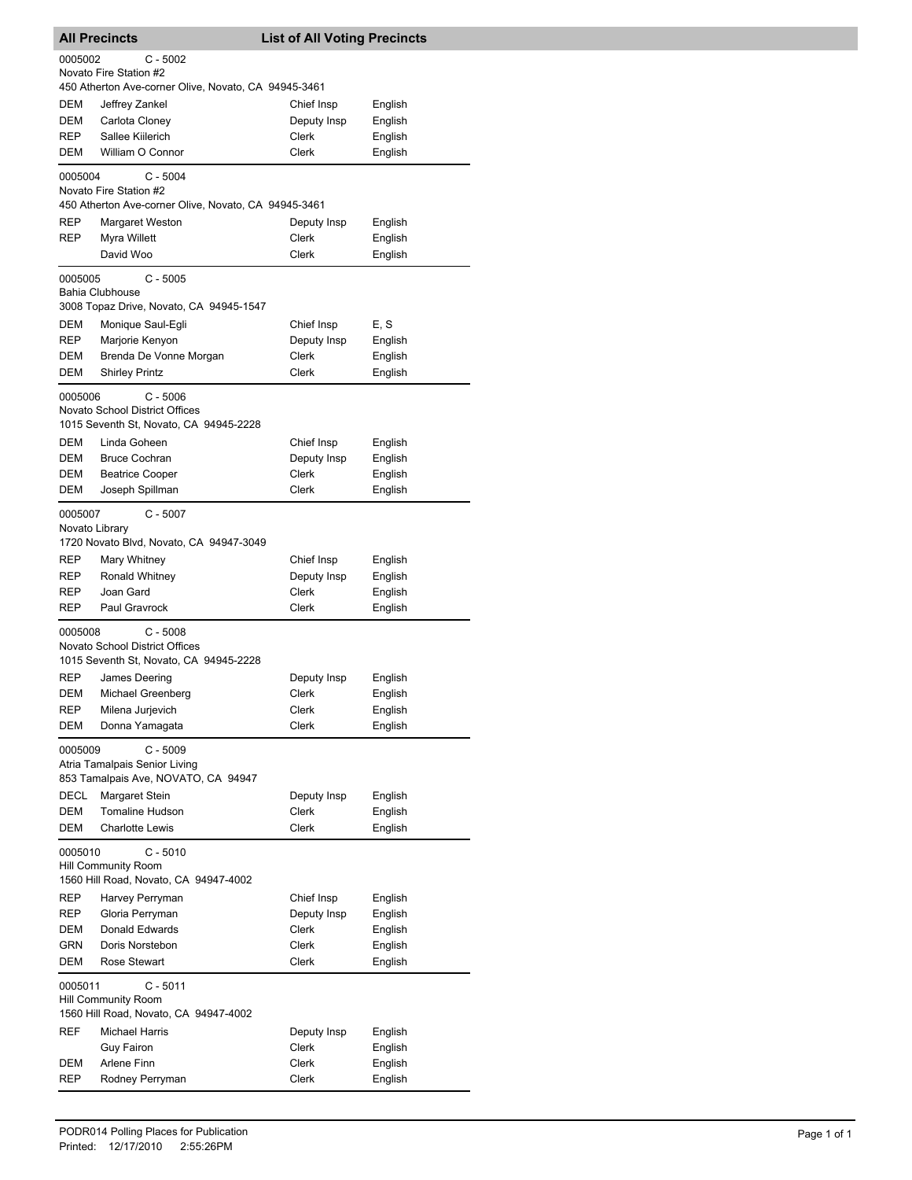## All Precincts — List of All Voting Precincts

**0005002 — C - 5002**
Novato Fire Station #2
450 Atherton Ave-corner Olive, Novato, CA 94945-3461

| Party | Name | Position | Language |
|---|---|---|---|
| DEM | Jeffrey Zankel | Chief Insp | English |
| DEM | Carlota Cloney | Deputy Insp | English |
| REP | Sallee Kiilerich | Clerk | English |
| DEM | William O Connor | Clerk | English |

**0005004 — C - 5004**
Novato Fire Station #2
450 Atherton Ave-corner Olive, Novato, CA 94945-3461

| Party | Name | Position | Language |
|---|---|---|---|
| REP | Margaret Weston | Deputy Insp | English |
| REP | Myra Willett | Clerk | English |
| | David Woo | Clerk | English |

**0005005 — C - 5005**
Bahia Clubhouse
3008 Topaz Drive, Novato, CA 94945-1547

| Party | Name | Position | Language |
|---|---|---|---|
| DEM | Monique Saul-Egli | Chief Insp | E, S |
| REP | Marjorie Kenyon | Deputy Insp | English |
| DEM | Brenda De Vonne Morgan | Clerk | English |
| DEM | Shirley Printz | Clerk | English |

**0005006 — C - 5006**
Novato School District Offices
1015 Seventh St, Novato, CA 94945-2228

| Party | Name | Position | Language |
|---|---|---|---|
| DEM | Linda Goheen | Chief Insp | English |
| DEM | Bruce Cochran | Deputy Insp | English |
| DEM | Beatrice Cooper | Clerk | English |
| DEM | Joseph Spillman | Clerk | English |

**0005007 — C - 5007**
Novato Library
1720 Novato Blvd, Novato, CA 94947-3049

| Party | Name | Position | Language |
|---|---|---|---|
| REP | Mary Whitney | Chief Insp | English |
| REP | Ronald Whitney | Deputy Insp | English |
| REP | Joan Gard | Clerk | English |
| REP | Paul Gravrock | Clerk | English |

**0005008 — C - 5008**
Novato School District Offices
1015 Seventh St, Novato, CA 94945-2228

| Party | Name | Position | Language |
|---|---|---|---|
| REP | James Deering | Deputy Insp | English |
| DEM | Michael Greenberg | Clerk | English |
| REP | Milena Jurjevich | Clerk | English |
| DEM | Donna Yamagata | Clerk | English |

**0005009 — C - 5009**
Atria Tamalpais Senior Living
853 Tamalpais Ave, NOVATO, CA 94947

| Party | Name | Position | Language |
|---|---|---|---|
| DECL | Margaret Stein | Deputy Insp | English |
| DEM | Tomaline Hudson | Clerk | English |
| DEM | Charlotte Lewis | Clerk | English |

**0005010 — C - 5010**
Hill Community Room
1560 Hill Road, Novato, CA 94947-4002

| Party | Name | Position | Language |
|---|---|---|---|
| REP | Harvey Perryman | Chief Insp | English |
| REP | Gloria Perryman | Deputy Insp | English |
| DEM | Donald Edwards | Clerk | English |
| GRN | Doris Norstebon | Clerk | English |
| DEM | Rose Stewart | Clerk | English |

**0005011 — C - 5011**
Hill Community Room
1560 Hill Road, Novato, CA 94947-4002

| Party | Name | Position | Language |
|---|---|---|---|
| REF | Michael Harris | Deputy Insp | English |
| | Guy Fairon | Clerk | English |
| DEM | Arlene Finn | Clerk | English |
| REP | Rodney Perryman | Clerk | English |

PODR014 Polling Places for Publication
Printed: 12/17/2010 2:55:26PM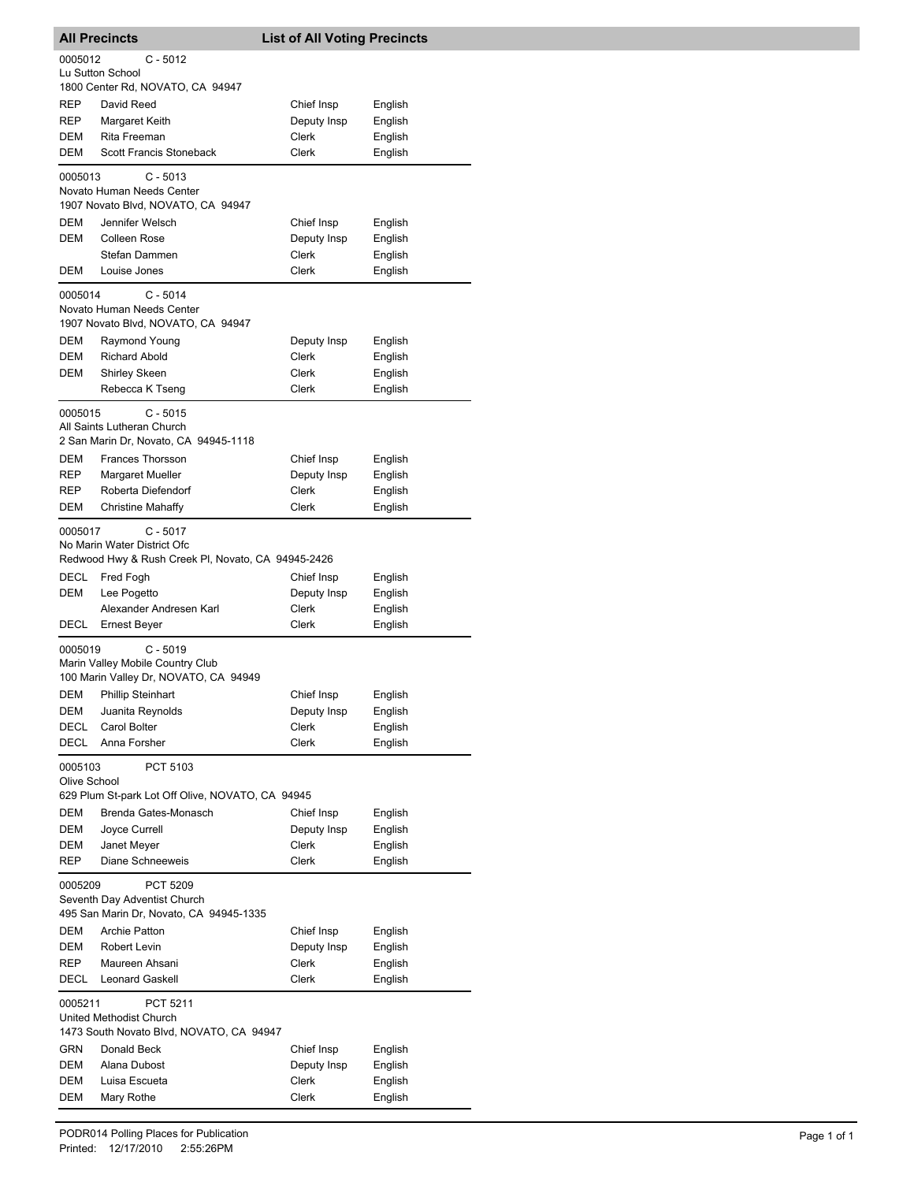## All Precincts — List of All Voting Precincts

**0005012** C - 5012
Lu Sutton School
1800 Center Rd, NOVATO, CA 94947

| Party | Name | Position | Language |
|---|---|---|---|
| REP | David Reed | Chief Insp | English |
| REP | Margaret Keith | Deputy Insp | English |
| DEM | Rita Freeman | Clerk | English |
| DEM | Scott Francis Stoneback | Clerk | English |

**0005013** C - 5013
Novato Human Needs Center
1907 Novato Blvd, NOVATO, CA 94947

| Party | Name | Position | Language |
|---|---|---|---|
| DEM | Jennifer Welsch | Chief Insp | English |
| DEM | Colleen Rose | Deputy Insp | English |
| | Stefan Dammen | Clerk | English |
| DEM | Louise Jones | Clerk | English |

**0005014** C - 5014
Novato Human Needs Center
1907 Novato Blvd, NOVATO, CA 94947

| Party | Name | Position | Language |
|---|---|---|---|
| DEM | Raymond Young | Deputy Insp | English |
| DEM | Richard Abold | Clerk | English |
| DEM | Shirley Skeen | Clerk | English |
| | Rebecca K Tseng | Clerk | English |

**0005015** C - 5015
All Saints Lutheran Church
2 San Marin Dr, Novato, CA 94945-1118

| Party | Name | Position | Language |
|---|---|---|---|
| DEM | Frances Thorsson | Chief Insp | English |
| REP | Margaret Mueller | Deputy Insp | English |
| REP | Roberta Diefendorf | Clerk | English |
| DEM | Christine Mahaffy | Clerk | English |

**0005017** C - 5017
No Marin Water District Ofc
Redwood Hwy & Rush Creek Pl, Novato, CA 94945-2426

| Party | Name | Position | Language |
|---|---|---|---|
| DECL | Fred Fogh | Chief Insp | English |
| DEM | Lee Pogetto | Deputy Insp | English |
| | Alexander Andresen Karl | Clerk | English |
| DECL | Ernest Beyer | Clerk | English |

**0005019** C - 5019
Marin Valley Mobile Country Club
100 Marin Valley Dr, NOVATO, CA 94949

| Party | Name | Position | Language |
|---|---|---|---|
| DEM | Phillip Steinhart | Chief Insp | English |
| DEM | Juanita Reynolds | Deputy Insp | English |
| DECL | Carol Bolter | Clerk | English |
| DECL | Anna Forsher | Clerk | English |

**0005103** PCT 5103
Olive School
629 Plum St-park Lot Off Olive, NOVATO, CA 94945

| Party | Name | Position | Language |
|---|---|---|---|
| DEM | Brenda Gates-Monasch | Chief Insp | English |
| DEM | Joyce Currell | Deputy Insp | English |
| DEM | Janet Meyer | Clerk | English |
| REP | Diane Schneeweis | Clerk | English |

**0005209** PCT 5209
Seventh Day Adventist Church
495 San Marin Dr, Novato, CA 94945-1335

| Party | Name | Position | Language |
|---|---|---|---|
| DEM | Archie Patton | Chief Insp | English |
| DEM | Robert Levin | Deputy Insp | English |
| REP | Maureen Ahsani | Clerk | English |
| DECL | Leonard Gaskell | Clerk | English |

**0005211** PCT 5211
United Methodist Church
1473 South Novato Blvd, NOVATO, CA 94947

| Party | Name | Position | Language |
|---|---|---|---|
| GRN | Donald Beck | Chief Insp | English |
| DEM | Alana Dubost | Deputy Insp | English |
| DEM | Luisa Escueta | Clerk | English |
| DEM | Mary Rothe | Clerk | English |

PODR014 Polling Places for Publication
Printed: 12/17/2010 2:55:26PM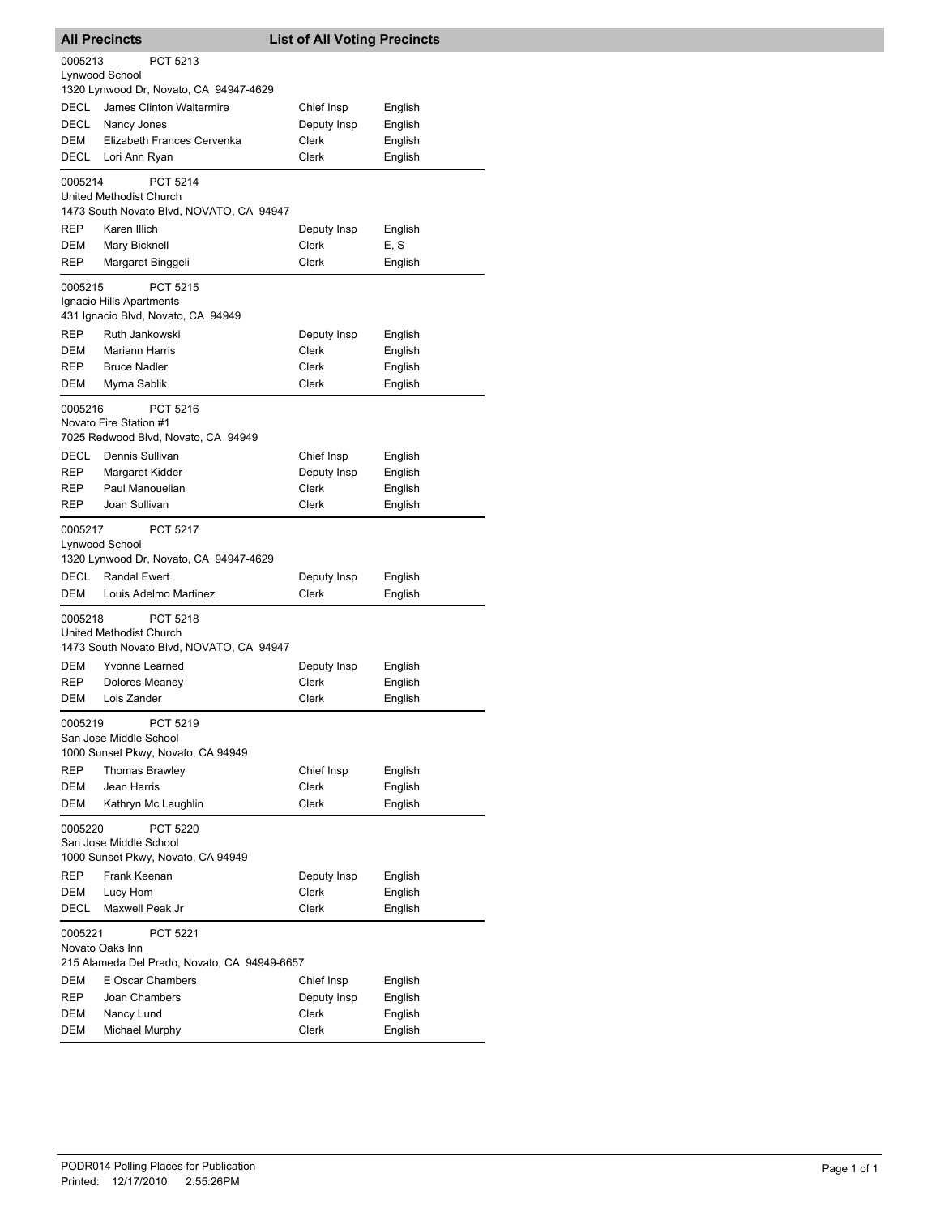## All Precincts — List of All Voting Precincts

0005213 PCT 5213
Lynwood School
1320 Lynwood Dr, Novato, CA 94947-4629

| Party | Name | Position | Language |
|---|---|---|---|
| DECL | James Clinton Waltermire | Chief Insp | English |
| DECL | Nancy Jones | Deputy Insp | English |
| DEM | Elizabeth Frances Cervenka | Clerk | English |
| DECL | Lori Ann Ryan | Clerk | English |

0005214 PCT 5214
United Methodist Church
1473 South Novato Blvd, NOVATO, CA 94947

| Party | Name | Position | Language |
|---|---|---|---|
| REP | Karen Illich | Deputy Insp | English |
| DEM | Mary Bicknell | Clerk | E, S |
| REP | Margaret Binggeli | Clerk | English |

0005215 PCT 5215
Ignacio Hills Apartments
431 Ignacio Blvd, Novato, CA 94949

| Party | Name | Position | Language |
|---|---|---|---|
| REP | Ruth Jankowski | Deputy Insp | English |
| DEM | Mariann Harris | Clerk | English |
| REP | Bruce Nadler | Clerk | English |
| DEM | Myrna Sablik | Clerk | English |

0005216 PCT 5216
Novato Fire Station #1
7025 Redwood Blvd, Novato, CA 94949

| Party | Name | Position | Language |
|---|---|---|---|
| DECL | Dennis Sullivan | Chief Insp | English |
| REP | Margaret Kidder | Deputy Insp | English |
| REP | Paul Manouelian | Clerk | English |
| REP | Joan Sullivan | Clerk | English |

0005217 PCT 5217
Lynwood School
1320 Lynwood Dr, Novato, CA 94947-4629

| Party | Name | Position | Language |
|---|---|---|---|
| DECL | Randal Ewert | Deputy Insp | English |
| DEM | Louis Adelmo Martinez | Clerk | English |

0005218 PCT 5218
United Methodist Church
1473 South Novato Blvd, NOVATO, CA 94947

| Party | Name | Position | Language |
|---|---|---|---|
| DEM | Yvonne Learned | Deputy Insp | English |
| REP | Dolores Meaney | Clerk | English |
| DEM | Lois Zander | Clerk | English |

0005219 PCT 5219
San Jose Middle School
1000 Sunset Pkwy, Novato, CA 94949

| Party | Name | Position | Language |
|---|---|---|---|
| REP | Thomas Brawley | Chief Insp | English |
| DEM | Jean Harris | Clerk | English |
| DEM | Kathryn Mc Laughlin | Clerk | English |

0005220 PCT 5220
San Jose Middle School
1000 Sunset Pkwy, Novato, CA 94949

| Party | Name | Position | Language |
|---|---|---|---|
| REP | Frank Keenan | Deputy Insp | English |
| DEM | Lucy Hom | Clerk | English |
| DECL | Maxwell Peak Jr | Clerk | English |

0005221 PCT 5221
Novato Oaks Inn
215 Alameda Del Prado, Novato, CA 94949-6657

| Party | Name | Position | Language |
|---|---|---|---|
| DEM | E Oscar Chambers | Chief Insp | English |
| REP | Joan Chambers | Deputy Insp | English |
| DEM | Nancy Lund | Clerk | English |
| DEM | Michael Murphy | Clerk | English |

PODR014 Polling Places for Publication
Printed: 12/17/2010 2:55:26PM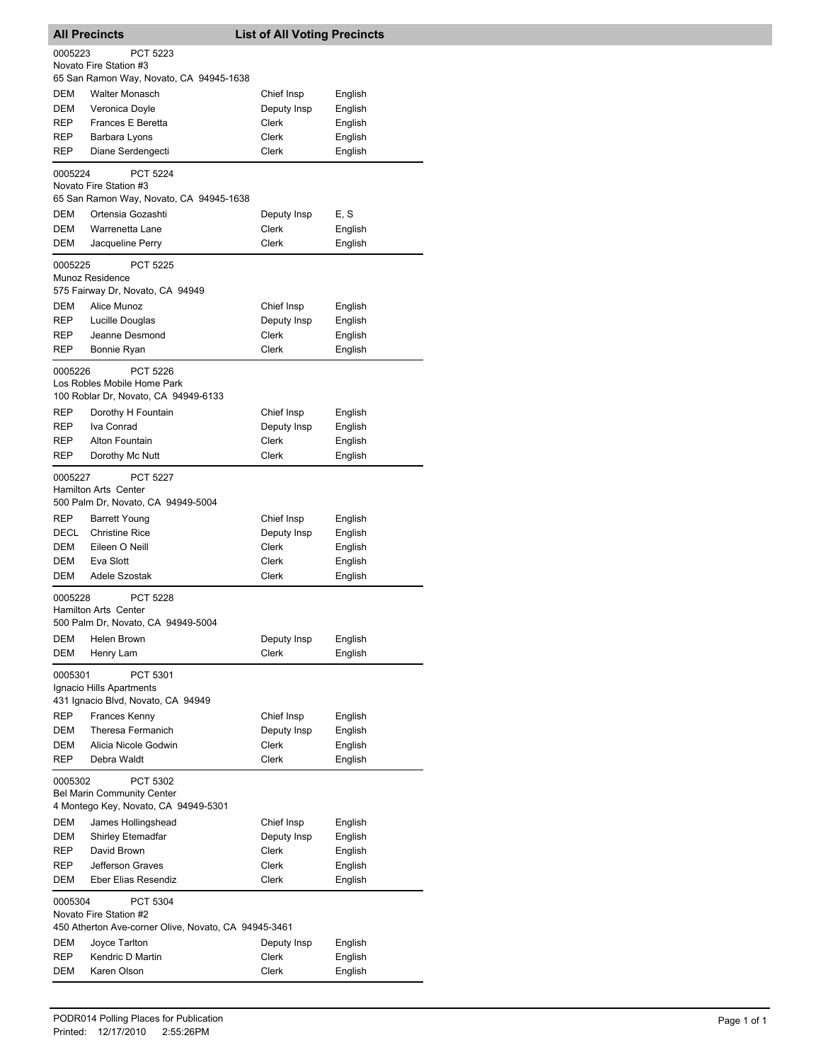## All Precincts — List of All Voting Precincts

**0005223** PCT 5223
Novato Fire Station #3
65 San Ramon Way, Novato, CA 94945-1638

| | | | |
|---|---|---|---|
| DEM | Walter Monasch | Chief Insp | English |
| DEM | Veronica Doyle | Deputy Insp | English |
| REP | Frances E Beretta | Clerk | English |
| REP | Barbara Lyons | Clerk | English |
| REP | Diane Serdengecti | Clerk | English |

**0005224** PCT 5224
Novato Fire Station #3
65 San Ramon Way, Novato, CA 94945-1638

| | | | |
|---|---|---|---|
| DEM | Ortensia Gozashti | Deputy Insp | E, S |
| DEM | Warrenetta Lane | Clerk | English |
| DEM | Jacqueline Perry | Clerk | English |

**0005225** PCT 5225
Munoz Residence
575 Fairway Dr, Novato, CA 94949

| | | | |
|---|---|---|---|
| DEM | Alice Munoz | Chief Insp | English |
| REP | Lucille Douglas | Deputy Insp | English |
| REP | Jeanne Desmond | Clerk | English |
| REP | Bonnie Ryan | Clerk | English |

**0005226** PCT 5226
Los Robles Mobile Home Park
100 Roblar Dr, Novato, CA 94949-6133

| | | | |
|---|---|---|---|
| REP | Dorothy H Fountain | Chief Insp | English |
| REP | Iva Conrad | Deputy Insp | English |
| REP | Alton Fountain | Clerk | English |
| REP | Dorothy Mc Nutt | Clerk | English |

**0005227** PCT 5227
Hamilton Arts Center
500 Palm Dr, Novato, CA 94949-5004

| | | | |
|---|---|---|---|
| REP | Barrett Young | Chief Insp | English |
| DECL | Christine Rice | Deputy Insp | English |
| DEM | Eileen O Neill | Clerk | English |
| DEM | Eva Slott | Clerk | English |
| DEM | Adele Szostak | Clerk | English |

**0005228** PCT 5228
Hamilton Arts Center
500 Palm Dr, Novato, CA 94949-5004

| | | | |
|---|---|---|---|
| DEM | Helen Brown | Deputy Insp | English |
| DEM | Henry Lam | Clerk | English |

**0005301** PCT 5301
Ignacio Hills Apartments
431 Ignacio Blvd, Novato, CA 94949

| | | | |
|---|---|---|---|
| REP | Frances Kenny | Chief Insp | English |
| DEM | Theresa Fermanich | Deputy Insp | English |
| DEM | Alicia Nicole Godwin | Clerk | English |
| REP | Debra Waldt | Clerk | English |

**0005302** PCT 5302
Bel Marin Community Center
4 Montego Key, Novato, CA 94949-5301

| | | | |
|---|---|---|---|
| DEM | James Hollingshead | Chief Insp | English |
| DEM | Shirley Etemadfar | Deputy Insp | English |
| REP | David Brown | Clerk | English |
| REP | Jefferson Graves | Clerk | English |
| DEM | Eber Elias Resendiz | Clerk | English |

**0005304** PCT 5304
Novato Fire Station #2
450 Atherton Ave-corner Olive, Novato, CA 94945-3461

| | | | |
|---|---|---|---|
| DEM | Joyce Tarlton | Deputy Insp | English |
| REP | Kendric D Martin | Clerk | English |
| DEM | Karen Olson | Clerk | English |

PODR014 Polling Places for Publication
Printed: 12/17/2010 2:55:26PM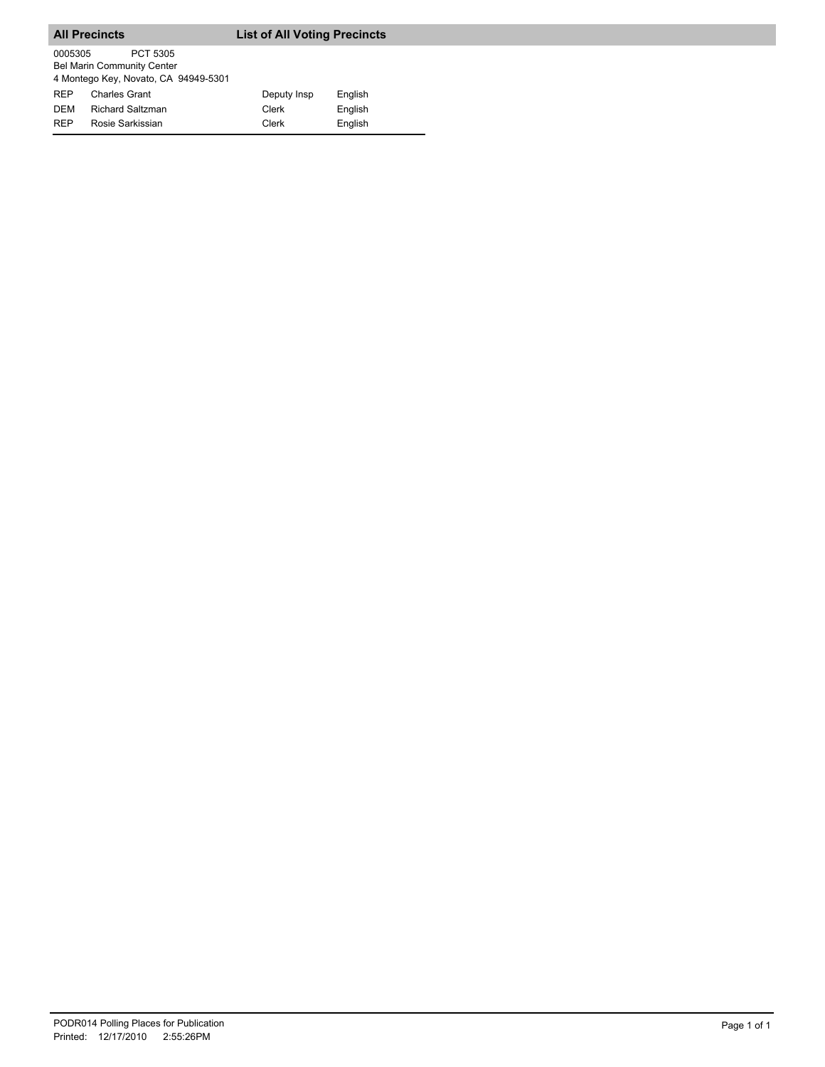**All Precincts** **List of All Voting Precincts**

0005305 PCT 5305
Bel Marin Community Center
4 Montego Key, Novato, CA 94949-5301

| | | | |
|---|---|---|---|
| REP | Charles Grant | Deputy Insp | English |
| DEM | Richard Saltzman | Clerk | English |
| REP | Rosie Sarkissian | Clerk | English |

PODR014 Polling Places for Publication
Printed: 12/17/2010 2:55:26PM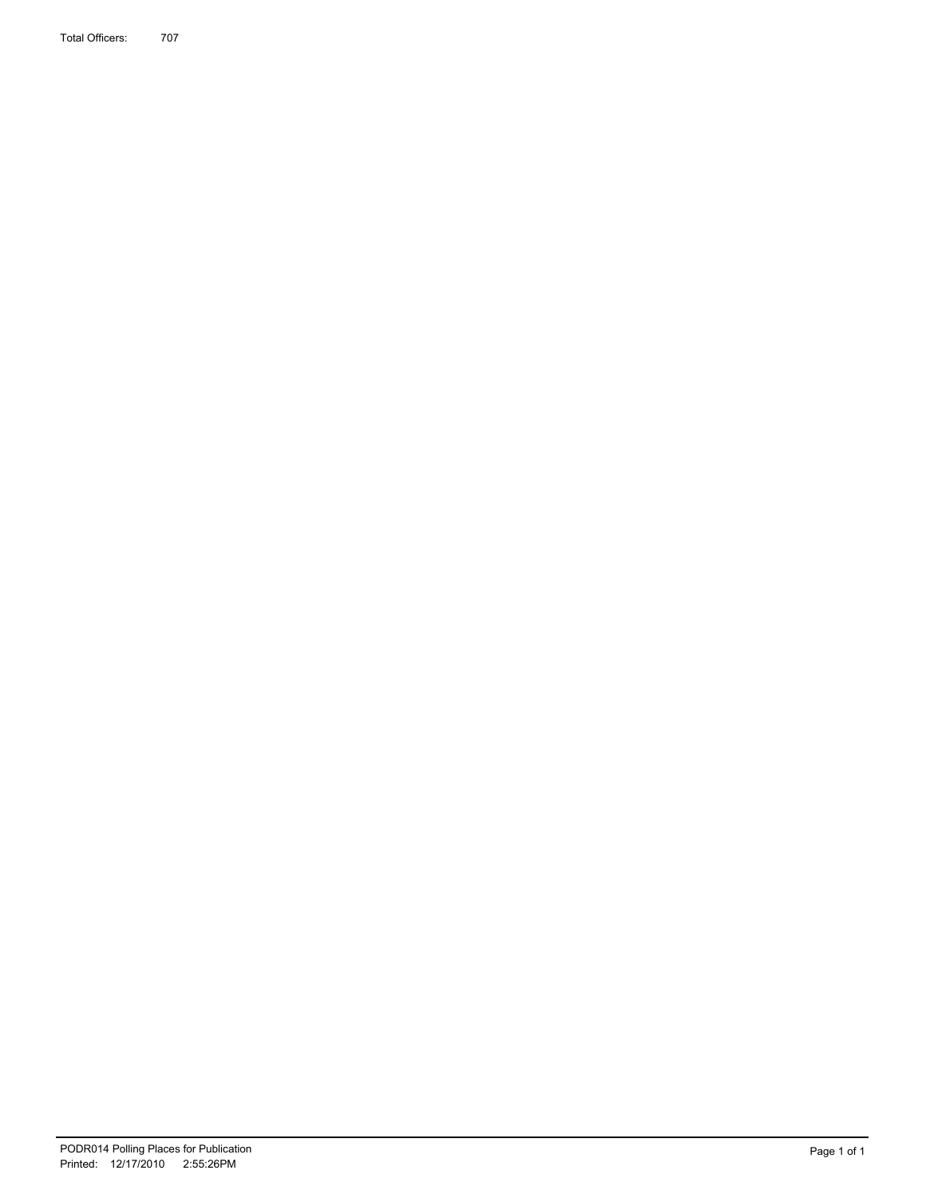Total Officers: 707